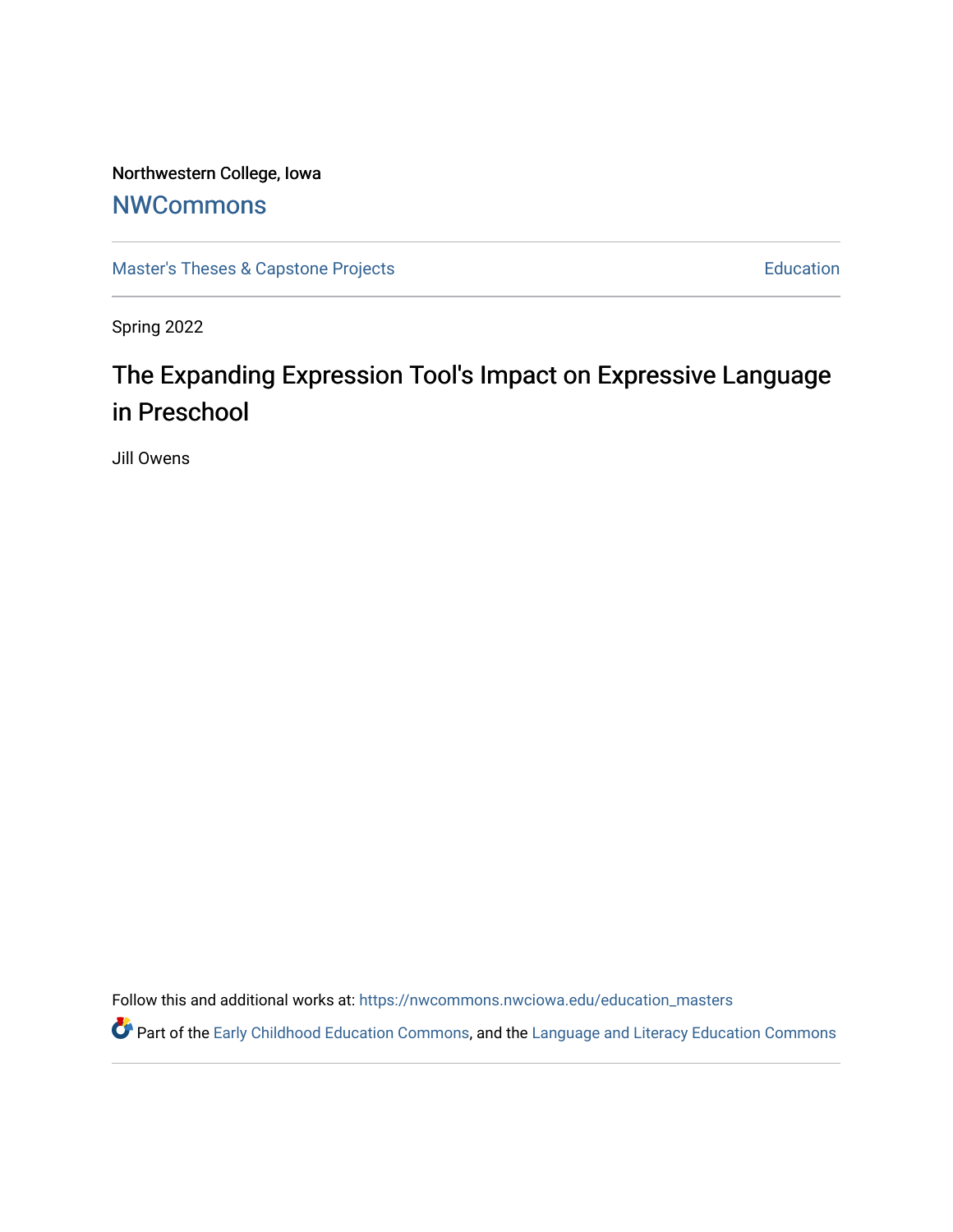Northwestern College, Iowa

## NWCommons

Master's Theses & Capstone Projects | Education

Spring 2022

# The Expanding Expression Tool's Impact on Expressive Language in Preschool

Jill Owens

Follow this and additional works at: https://nwcommons.nwciowa.edu/education_masters

Part of the Early Childhood Education Commons, and the Language and Literacy Education Commons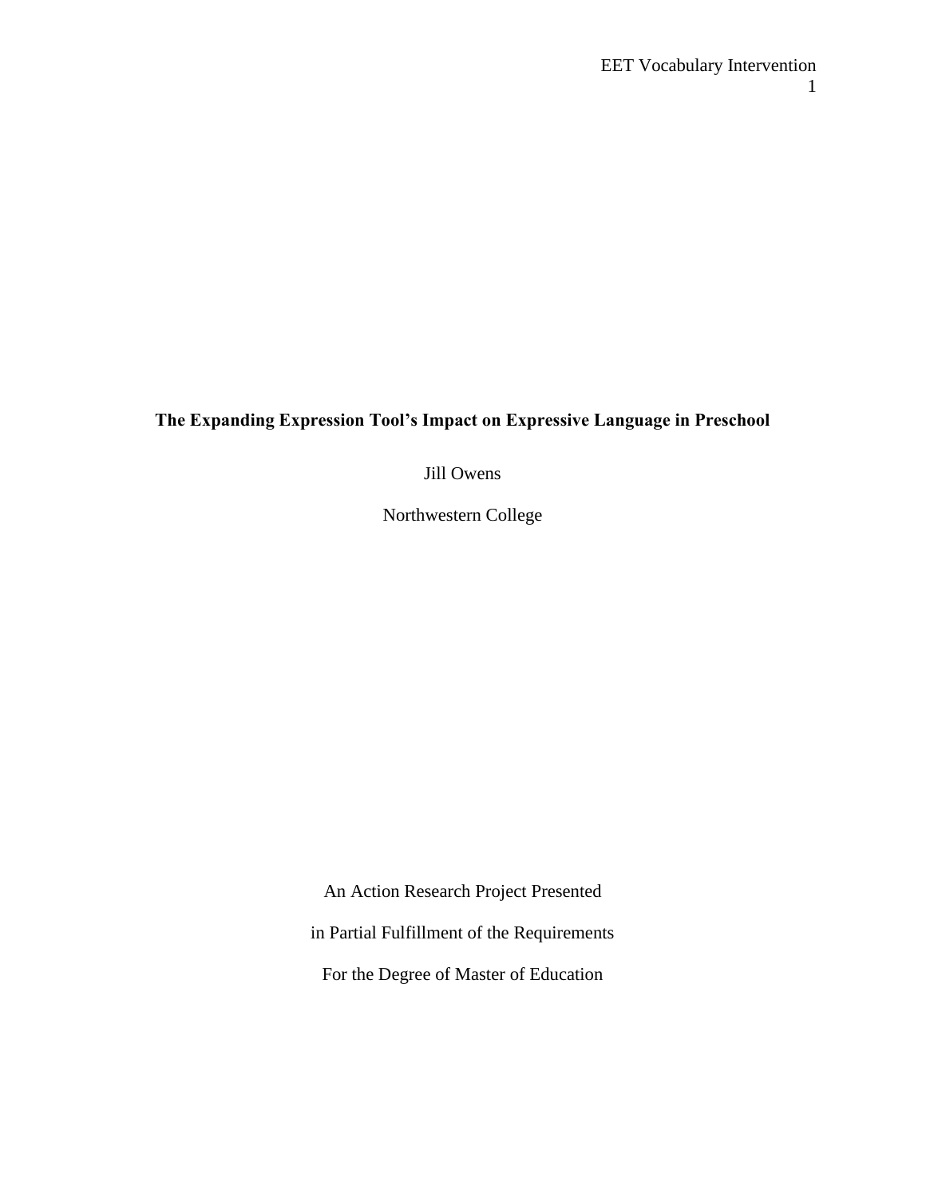# The Expanding Expression Tool's Impact on Expressive Language in Preschool

Jill Owens

Northwestern College

An Action Research Project Presented

in Partial Fulfillment of the Requirements

For the Degree of Master of Education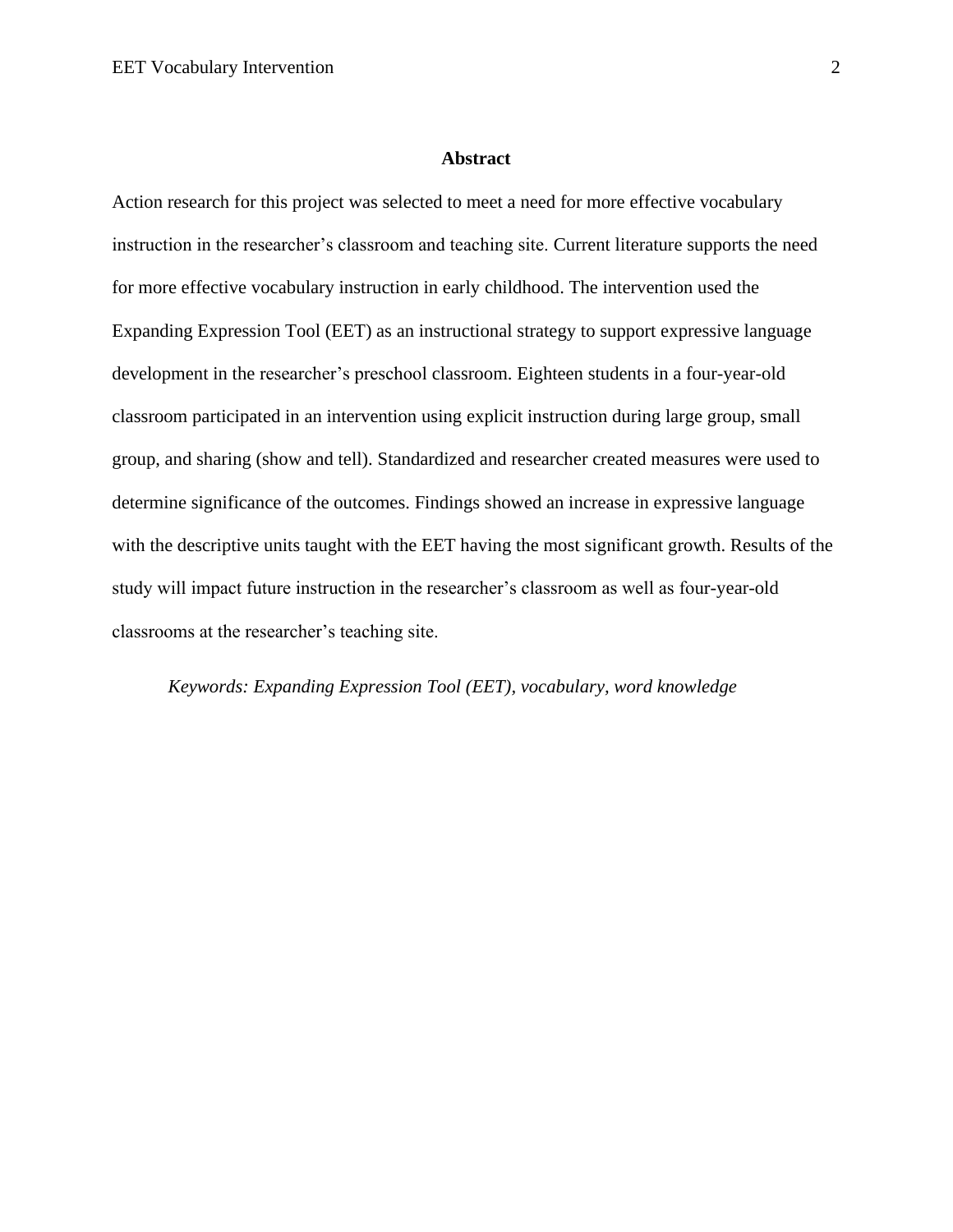## Abstract

Action research for this project was selected to meet a need for more effective vocabulary instruction in the researcher's classroom and teaching site. Current literature supports the need for more effective vocabulary instruction in early childhood. The intervention used the Expanding Expression Tool (EET) as an instructional strategy to support expressive language development in the researcher's preschool classroom. Eighteen students in a four-year-old classroom participated in an intervention using explicit instruction during large group, small group, and sharing (show and tell). Standardized and researcher created measures were used to determine significance of the outcomes. Findings showed an increase in expressive language with the descriptive units taught with the EET having the most significant growth. Results of the study will impact future instruction in the researcher's classroom as well as four-year-old classrooms at the researcher's teaching site.

*Keywords: Expanding Expression Tool (EET), vocabulary, word knowledge*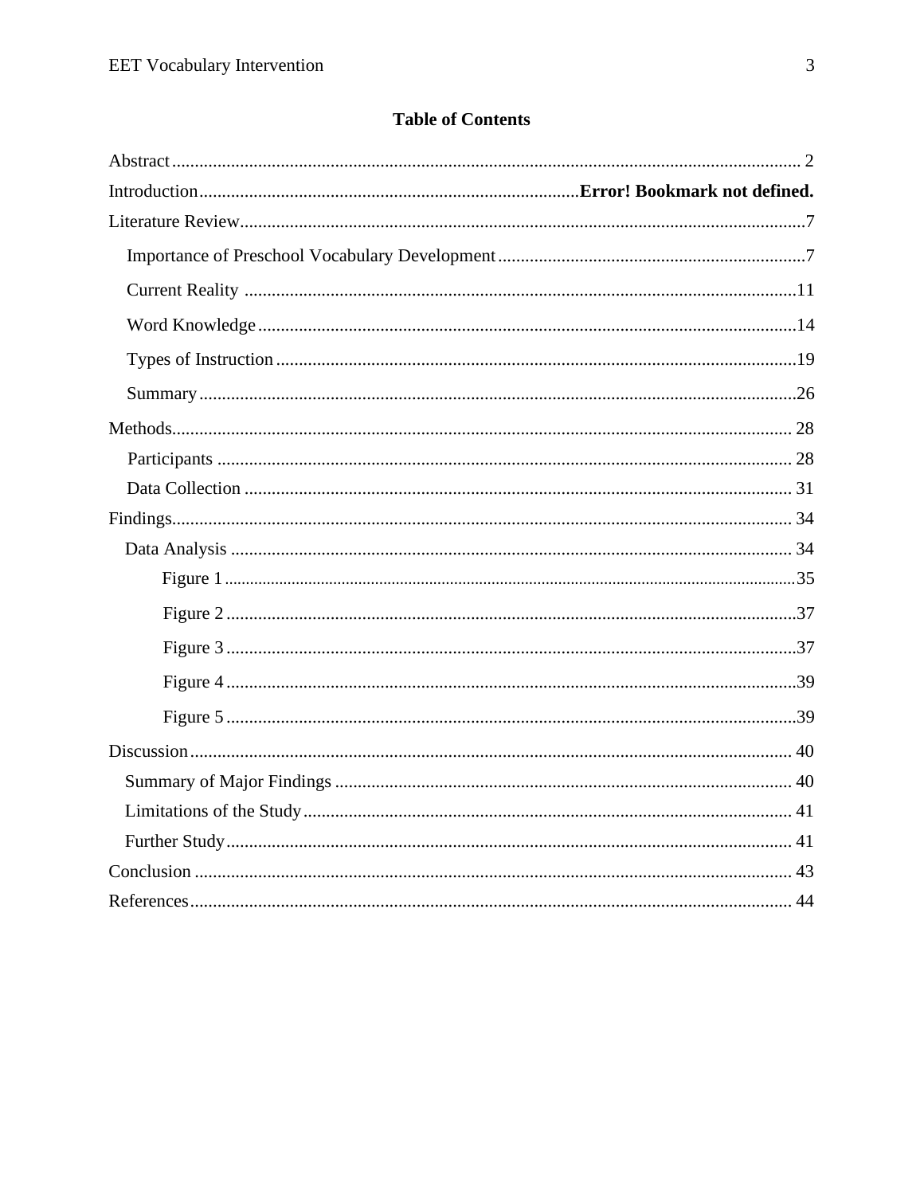**Table of Contents**

Abstract ........................................................................................................................... 2

Introduction ................................................................................... **Error! Bookmark not defined.**

Literature Review ............................................................................................................7

- Importance of Preschool Vocabulary Development ....................................................................7
- Current Reality ........................................................................................................11
- Word Knowledge .......................................................................................................14
- Types of Instruction ..................................................................................................19
- Summary ..................................................................................................................26

Methods ........................................................................................................................ 28

- Participants ............................................................................................................ 28
- Data Collection ........................................................................................................ 31

Findings ........................................................................................................................ 34

- Data Analysis .......................................................................................................... 34
  - Figure 1 ................................................................................................................35
  - Figure 2 ................................................................................................................37
  - Figure 3 ................................................................................................................37
  - Figure 4 ................................................................................................................39
  - Figure 5 ................................................................................................................39

Discussion ..................................................................................................................... 40

- Summary of Major Findings ..................................................................................... 40
- Limitations of the Study ........................................................................................... 41
- Further Study ........................................................................................................... 41

Conclusion .................................................................................................................... 43

References .................................................................................................................... 44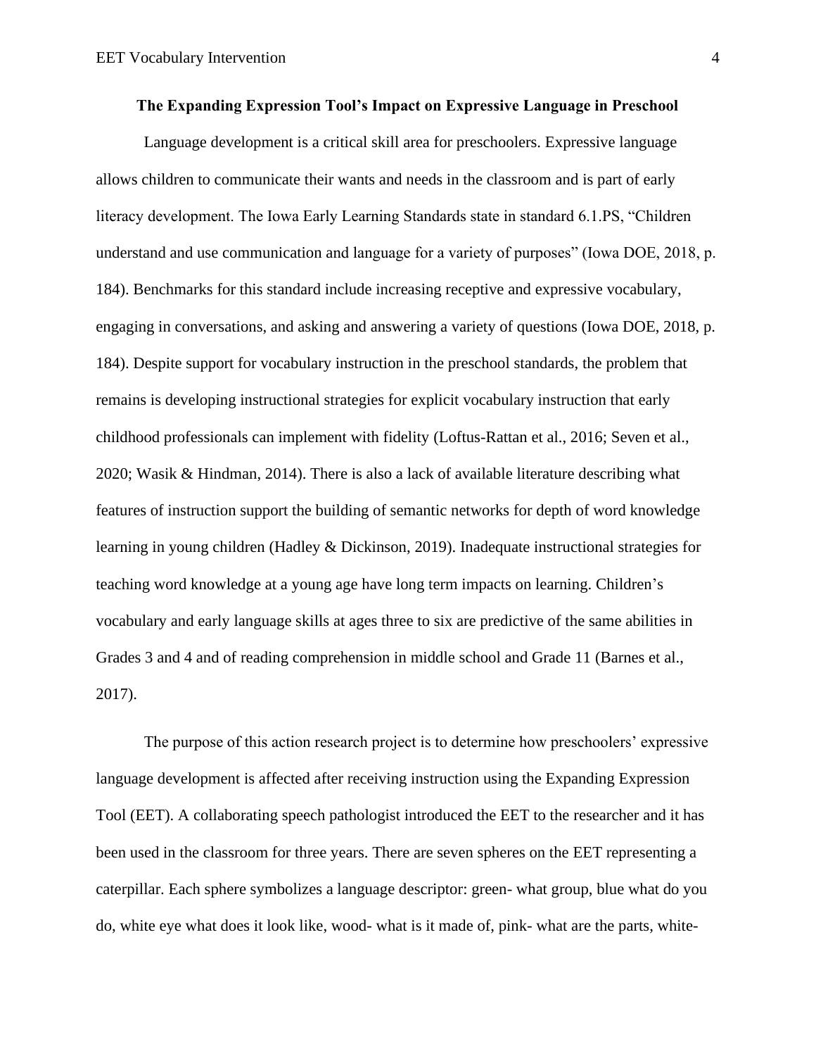**The Expanding Expression Tool's Impact on Expressive Language in Preschool**

Language development is a critical skill area for preschoolers. Expressive language allows children to communicate their wants and needs in the classroom and is part of early literacy development. The Iowa Early Learning Standards state in standard 6.1.PS, "Children understand and use communication and language for a variety of purposes" (Iowa DOE, 2018, p. 184). Benchmarks for this standard include increasing receptive and expressive vocabulary, engaging in conversations, and asking and answering a variety of questions (Iowa DOE, 2018, p. 184). Despite support for vocabulary instruction in the preschool standards, the problem that remains is developing instructional strategies for explicit vocabulary instruction that early childhood professionals can implement with fidelity (Loftus-Rattan et al., 2016; Seven et al., 2020; Wasik & Hindman, 2014). There is also a lack of available literature describing what features of instruction support the building of semantic networks for depth of word knowledge learning in young children (Hadley & Dickinson, 2019). Inadequate instructional strategies for teaching word knowledge at a young age have long term impacts on learning. Children's vocabulary and early language skills at ages three to six are predictive of the same abilities in Grades 3 and 4 and of reading comprehension in middle school and Grade 11 (Barnes et al., 2017).

The purpose of this action research project is to determine how preschoolers' expressive language development is affected after receiving instruction using the Expanding Expression Tool (EET). A collaborating speech pathologist introduced the EET to the researcher and it has been used in the classroom for three years. There are seven spheres on the EET representing a caterpillar. Each sphere symbolizes a language descriptor: green- what group, blue what do you do, white eye what does it look like, wood- what is it made of, pink- what are the parts, white-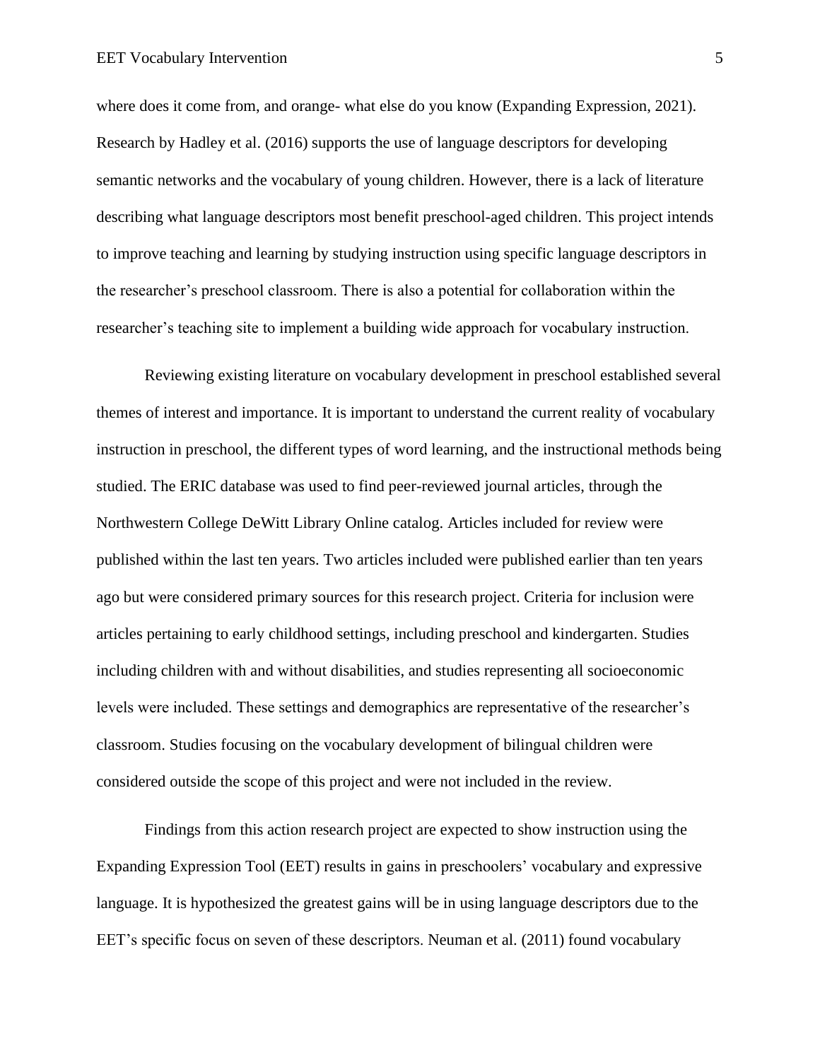where does it come from, and orange- what else do you know (Expanding Expression, 2021). Research by Hadley et al. (2016) supports the use of language descriptors for developing semantic networks and the vocabulary of young children. However, there is a lack of literature describing what language descriptors most benefit preschool-aged children. This project intends to improve teaching and learning by studying instruction using specific language descriptors in the researcher's preschool classroom. There is also a potential for collaboration within the researcher's teaching site to implement a building wide approach for vocabulary instruction.

Reviewing existing literature on vocabulary development in preschool established several themes of interest and importance. It is important to understand the current reality of vocabulary instruction in preschool, the different types of word learning, and the instructional methods being studied. The ERIC database was used to find peer-reviewed journal articles, through the Northwestern College DeWitt Library Online catalog. Articles included for review were published within the last ten years. Two articles included were published earlier than ten years ago but were considered primary sources for this research project. Criteria for inclusion were articles pertaining to early childhood settings, including preschool and kindergarten. Studies including children with and without disabilities, and studies representing all socioeconomic levels were included. These settings and demographics are representative of the researcher's classroom. Studies focusing on the vocabulary development of bilingual children were considered outside the scope of this project and were not included in the review.

Findings from this action research project are expected to show instruction using the Expanding Expression Tool (EET) results in gains in preschoolers' vocabulary and expressive language. It is hypothesized the greatest gains will be in using language descriptors due to the EET's specific focus on seven of these descriptors. Neuman et al. (2011) found vocabulary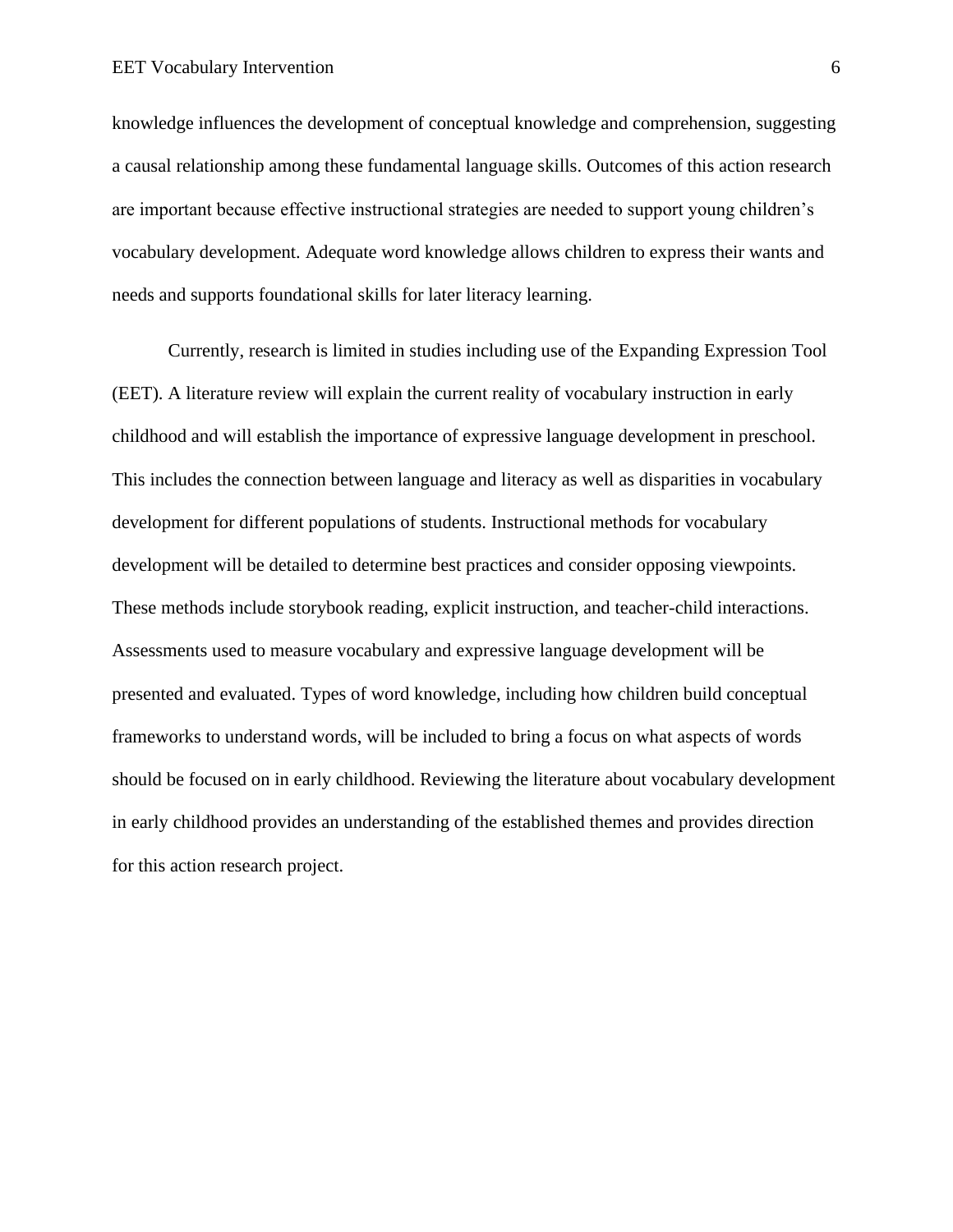knowledge influences the development of conceptual knowledge and comprehension, suggesting a causal relationship among these fundamental language skills. Outcomes of this action research are important because effective instructional strategies are needed to support young children's vocabulary development. Adequate word knowledge allows children to express their wants and needs and supports foundational skills for later literacy learning.

Currently, research is limited in studies including use of the Expanding Expression Tool (EET). A literature review will explain the current reality of vocabulary instruction in early childhood and will establish the importance of expressive language development in preschool. This includes the connection between language and literacy as well as disparities in vocabulary development for different populations of students. Instructional methods for vocabulary development will be detailed to determine best practices and consider opposing viewpoints. These methods include storybook reading, explicit instruction, and teacher-child interactions. Assessments used to measure vocabulary and expressive language development will be presented and evaluated. Types of word knowledge, including how children build conceptual frameworks to understand words, will be included to bring a focus on what aspects of words should be focused on in early childhood. Reviewing the literature about vocabulary development in early childhood provides an understanding of the established themes and provides direction for this action research project.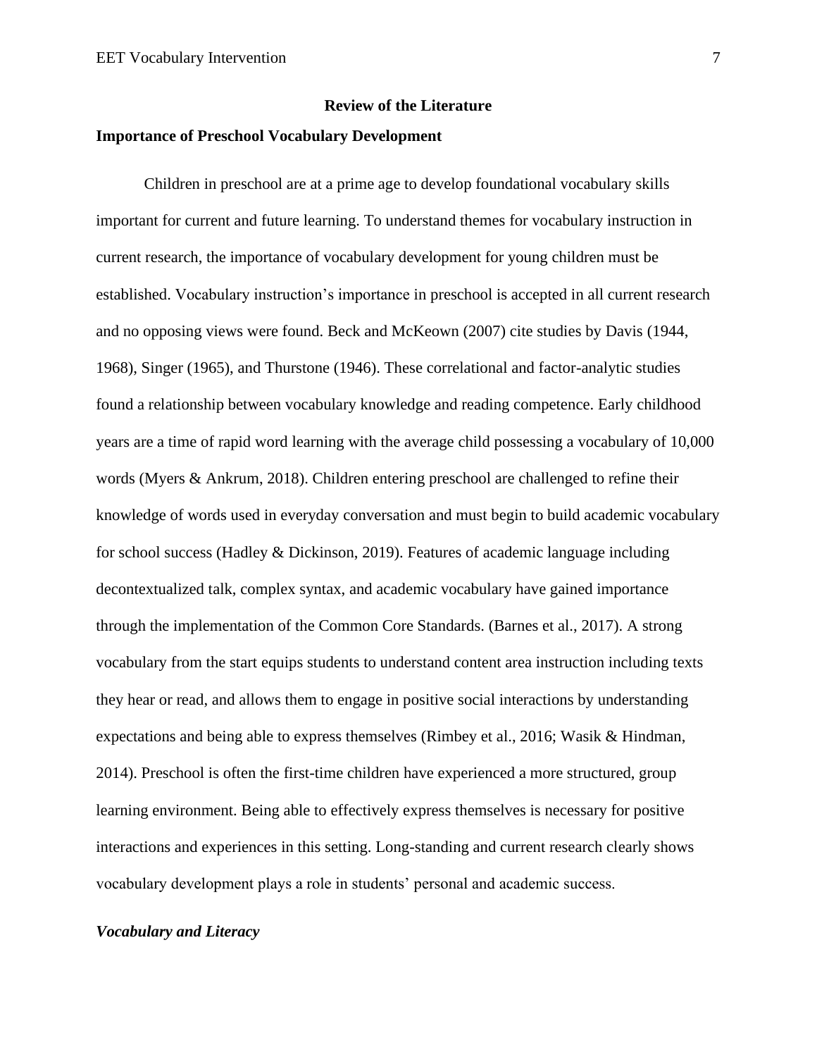## Review of the Literature

### Importance of Preschool Vocabulary Development

Children in preschool are at a prime age to develop foundational vocabulary skills important for current and future learning. To understand themes for vocabulary instruction in current research, the importance of vocabulary development for young children must be established. Vocabulary instruction's importance in preschool is accepted in all current research and no opposing views were found. Beck and McKeown (2007) cite studies by Davis (1944, 1968), Singer (1965), and Thurstone (1946). These correlational and factor-analytic studies found a relationship between vocabulary knowledge and reading competence. Early childhood years are a time of rapid word learning with the average child possessing a vocabulary of 10,000 words (Myers & Ankrum, 2018). Children entering preschool are challenged to refine their knowledge of words used in everyday conversation and must begin to build academic vocabulary for school success (Hadley & Dickinson, 2019). Features of academic language including decontextualized talk, complex syntax, and academic vocabulary have gained importance through the implementation of the Common Core Standards. (Barnes et al., 2017). A strong vocabulary from the start equips students to understand content area instruction including texts they hear or read, and allows them to engage in positive social interactions by understanding expectations and being able to express themselves (Rimbey et al., 2016; Wasik & Hindman, 2014). Preschool is often the first-time children have experienced a more structured, group learning environment. Being able to effectively express themselves is necessary for positive interactions and experiences in this setting. Long-standing and current research clearly shows vocabulary development plays a role in students' personal and academic success.

#### *Vocabulary and Literacy*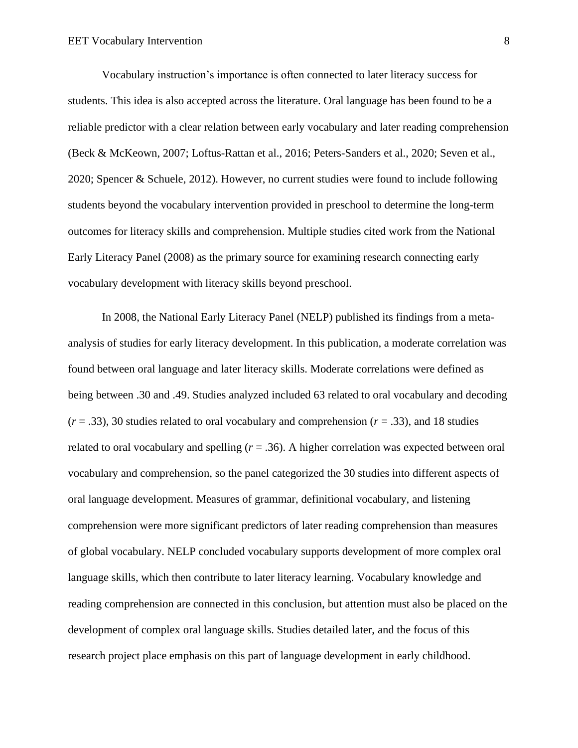Vocabulary instruction's importance is often connected to later literacy success for students. This idea is also accepted across the literature. Oral language has been found to be a reliable predictor with a clear relation between early vocabulary and later reading comprehension (Beck & McKeown, 2007; Loftus-Rattan et al., 2016; Peters-Sanders et al., 2020; Seven et al., 2020; Spencer & Schuele, 2012). However, no current studies were found to include following students beyond the vocabulary intervention provided in preschool to determine the long-term outcomes for literacy skills and comprehension. Multiple studies cited work from the National Early Literacy Panel (2008) as the primary source for examining research connecting early vocabulary development with literacy skills beyond preschool.

In 2008, the National Early Literacy Panel (NELP) published its findings from a meta-analysis of studies for early literacy development. In this publication, a moderate correlation was found between oral language and later literacy skills. Moderate correlations were defined as being between .30 and .49. Studies analyzed included 63 related to oral vocabulary and decoding ($r$ = .33), 30 studies related to oral vocabulary and comprehension ($r$ = .33), and 18 studies related to oral vocabulary and spelling ($r$ = .36). A higher correlation was expected between oral vocabulary and comprehension, so the panel categorized the 30 studies into different aspects of oral language development. Measures of grammar, definitional vocabulary, and listening comprehension were more significant predictors of later reading comprehension than measures of global vocabulary. NELP concluded vocabulary supports development of more complex oral language skills, which then contribute to later literacy learning. Vocabulary knowledge and reading comprehension are connected in this conclusion, but attention must also be placed on the development of complex oral language skills. Studies detailed later, and the focus of this research project place emphasis on this part of language development in early childhood.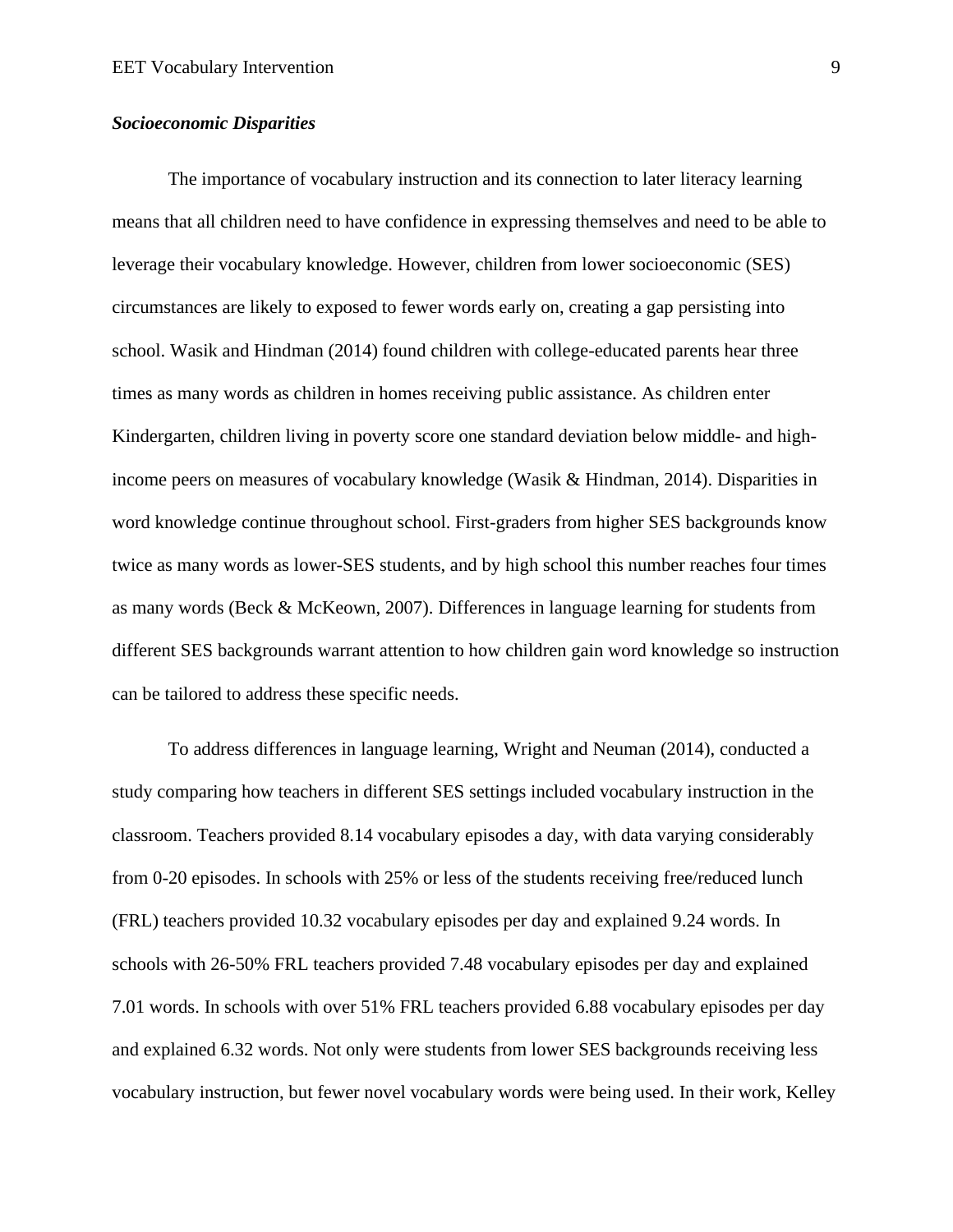***Socioeconomic Disparities***

The importance of vocabulary instruction and its connection to later literacy learning means that all children need to have confidence in expressing themselves and need to be able to leverage their vocabulary knowledge. However, children from lower socioeconomic (SES) circumstances are likely to exposed to fewer words early on, creating a gap persisting into school. Wasik and Hindman (2014) found children with college-educated parents hear three times as many words as children in homes receiving public assistance. As children enter Kindergarten, children living in poverty score one standard deviation below middle- and high-income peers on measures of vocabulary knowledge (Wasik & Hindman, 2014). Disparities in word knowledge continue throughout school. First-graders from higher SES backgrounds know twice as many words as lower-SES students, and by high school this number reaches four times as many words (Beck & McKeown, 2007). Differences in language learning for students from different SES backgrounds warrant attention to how children gain word knowledge so instruction can be tailored to address these specific needs.

To address differences in language learning, Wright and Neuman (2014), conducted a study comparing how teachers in different SES settings included vocabulary instruction in the classroom. Teachers provided 8.14 vocabulary episodes a day, with data varying considerably from 0-20 episodes. In schools with 25% or less of the students receiving free/reduced lunch (FRL) teachers provided 10.32 vocabulary episodes per day and explained 9.24 words. In schools with 26-50% FRL teachers provided 7.48 vocabulary episodes per day and explained 7.01 words. In schools with over 51% FRL teachers provided 6.88 vocabulary episodes per day and explained 6.32 words. Not only were students from lower SES backgrounds receiving less vocabulary instruction, but fewer novel vocabulary words were being used. In their work, Kelley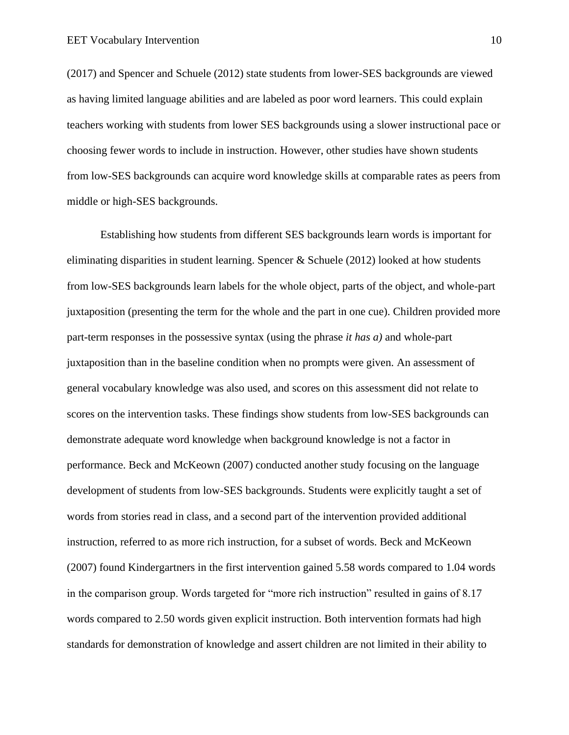(2017) and Spencer and Schuele (2012) state students from lower-SES backgrounds are viewed as having limited language abilities and are labeled as poor word learners. This could explain teachers working with students from lower SES backgrounds using a slower instructional pace or choosing fewer words to include in instruction. However, other studies have shown students from low-SES backgrounds can acquire word knowledge skills at comparable rates as peers from middle or high-SES backgrounds.

Establishing how students from different SES backgrounds learn words is important for eliminating disparities in student learning. Spencer & Schuele (2012) looked at how students from low-SES backgrounds learn labels for the whole object, parts of the object, and whole-part juxtaposition (presenting the term for the whole and the part in one cue). Children provided more part-term responses in the possessive syntax (using the phrase *it has a)* and whole-part juxtaposition than in the baseline condition when no prompts were given. An assessment of general vocabulary knowledge was also used, and scores on this assessment did not relate to scores on the intervention tasks. These findings show students from low-SES backgrounds can demonstrate adequate word knowledge when background knowledge is not a factor in performance. Beck and McKeown (2007) conducted another study focusing on the language development of students from low-SES backgrounds. Students were explicitly taught a set of words from stories read in class, and a second part of the intervention provided additional instruction, referred to as more rich instruction, for a subset of words. Beck and McKeown (2007) found Kindergartners in the first intervention gained 5.58 words compared to 1.04 words in the comparison group. Words targeted for "more rich instruction" resulted in gains of 8.17 words compared to 2.50 words given explicit instruction. Both intervention formats had high standards for demonstration of knowledge and assert children are not limited in their ability to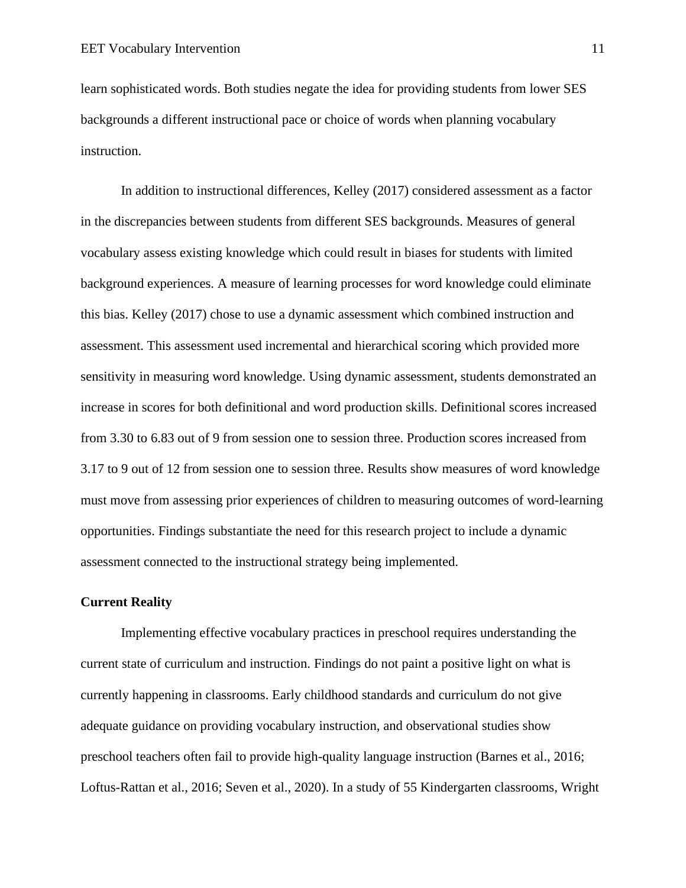learn sophisticated words. Both studies negate the idea for providing students from lower SES backgrounds a different instructional pace or choice of words when planning vocabulary instruction.

In addition to instructional differences, Kelley (2017) considered assessment as a factor in the discrepancies between students from different SES backgrounds. Measures of general vocabulary assess existing knowledge which could result in biases for students with limited background experiences. A measure of learning processes for word knowledge could eliminate this bias. Kelley (2017) chose to use a dynamic assessment which combined instruction and assessment. This assessment used incremental and hierarchical scoring which provided more sensitivity in measuring word knowledge. Using dynamic assessment, students demonstrated an increase in scores for both definitional and word production skills. Definitional scores increased from 3.30 to 6.83 out of 9 from session one to session three. Production scores increased from 3.17 to 9 out of 12 from session one to session three. Results show measures of word knowledge must move from assessing prior experiences of children to measuring outcomes of word-learning opportunities. Findings substantiate the need for this research project to include a dynamic assessment connected to the instructional strategy being implemented.

**Current Reality**

Implementing effective vocabulary practices in preschool requires understanding the current state of curriculum and instruction. Findings do not paint a positive light on what is currently happening in classrooms. Early childhood standards and curriculum do not give adequate guidance on providing vocabulary instruction, and observational studies show preschool teachers often fail to provide high-quality language instruction (Barnes et al., 2016; Loftus-Rattan et al., 2016; Seven et al., 2020). In a study of 55 Kindergarten classrooms, Wright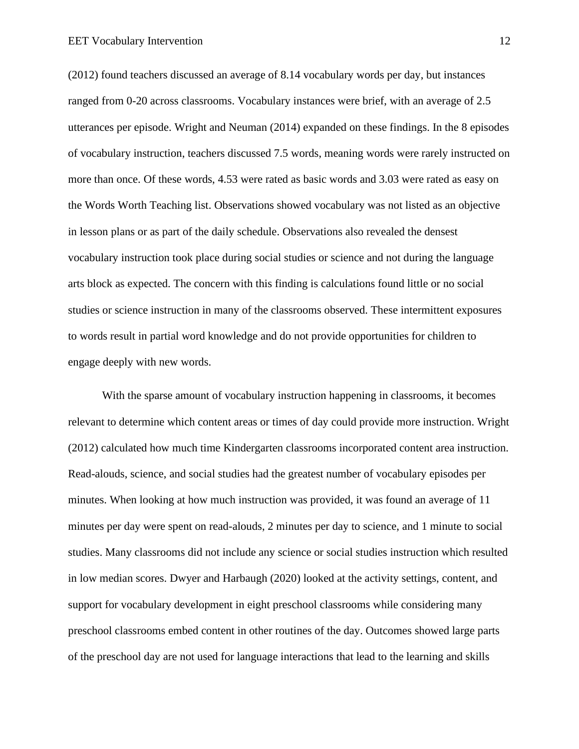(2012) found teachers discussed an average of 8.14 vocabulary words per day, but instances ranged from 0-20 across classrooms. Vocabulary instances were brief, with an average of 2.5 utterances per episode. Wright and Neuman (2014) expanded on these findings. In the 8 episodes of vocabulary instruction, teachers discussed 7.5 words, meaning words were rarely instructed on more than once. Of these words, 4.53 were rated as basic words and 3.03 were rated as easy on the Words Worth Teaching list. Observations showed vocabulary was not listed as an objective in lesson plans or as part of the daily schedule. Observations also revealed the densest vocabulary instruction took place during social studies or science and not during the language arts block as expected. The concern with this finding is calculations found little or no social studies or science instruction in many of the classrooms observed. These intermittent exposures to words result in partial word knowledge and do not provide opportunities for children to engage deeply with new words.

With the sparse amount of vocabulary instruction happening in classrooms, it becomes relevant to determine which content areas or times of day could provide more instruction. Wright (2012) calculated how much time Kindergarten classrooms incorporated content area instruction. Read-alouds, science, and social studies had the greatest number of vocabulary episodes per minutes. When looking at how much instruction was provided, it was found an average of 11 minutes per day were spent on read-alouds, 2 minutes per day to science, and 1 minute to social studies. Many classrooms did not include any science or social studies instruction which resulted in low median scores. Dwyer and Harbaugh (2020) looked at the activity settings, content, and support for vocabulary development in eight preschool classrooms while considering many preschool classrooms embed content in other routines of the day. Outcomes showed large parts of the preschool day are not used for language interactions that lead to the learning and skills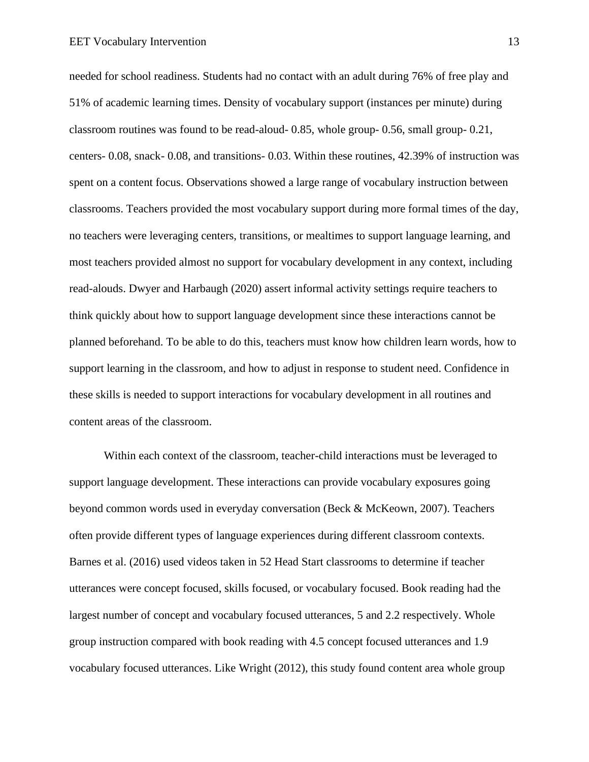needed for school readiness. Students had no contact with an adult during 76% of free play and 51% of academic learning times. Density of vocabulary support (instances per minute) during classroom routines was found to be read-aloud- 0.85, whole group- 0.56, small group- 0.21, centers- 0.08, snack- 0.08, and transitions- 0.03. Within these routines, 42.39% of instruction was spent on a content focus. Observations showed a large range of vocabulary instruction between classrooms. Teachers provided the most vocabulary support during more formal times of the day, no teachers were leveraging centers, transitions, or mealtimes to support language learning, and most teachers provided almost no support for vocabulary development in any context, including read-alouds. Dwyer and Harbaugh (2020) assert informal activity settings require teachers to think quickly about how to support language development since these interactions cannot be planned beforehand. To be able to do this, teachers must know how children learn words, how to support learning in the classroom, and how to adjust in response to student need. Confidence in these skills is needed to support interactions for vocabulary development in all routines and content areas of the classroom.

Within each context of the classroom, teacher-child interactions must be leveraged to support language development. These interactions can provide vocabulary exposures going beyond common words used in everyday conversation (Beck & McKeown, 2007). Teachers often provide different types of language experiences during different classroom contexts. Barnes et al. (2016) used videos taken in 52 Head Start classrooms to determine if teacher utterances were concept focused, skills focused, or vocabulary focused. Book reading had the largest number of concept and vocabulary focused utterances, 5 and 2.2 respectively. Whole group instruction compared with book reading with 4.5 concept focused utterances and 1.9 vocabulary focused utterances. Like Wright (2012), this study found content area whole group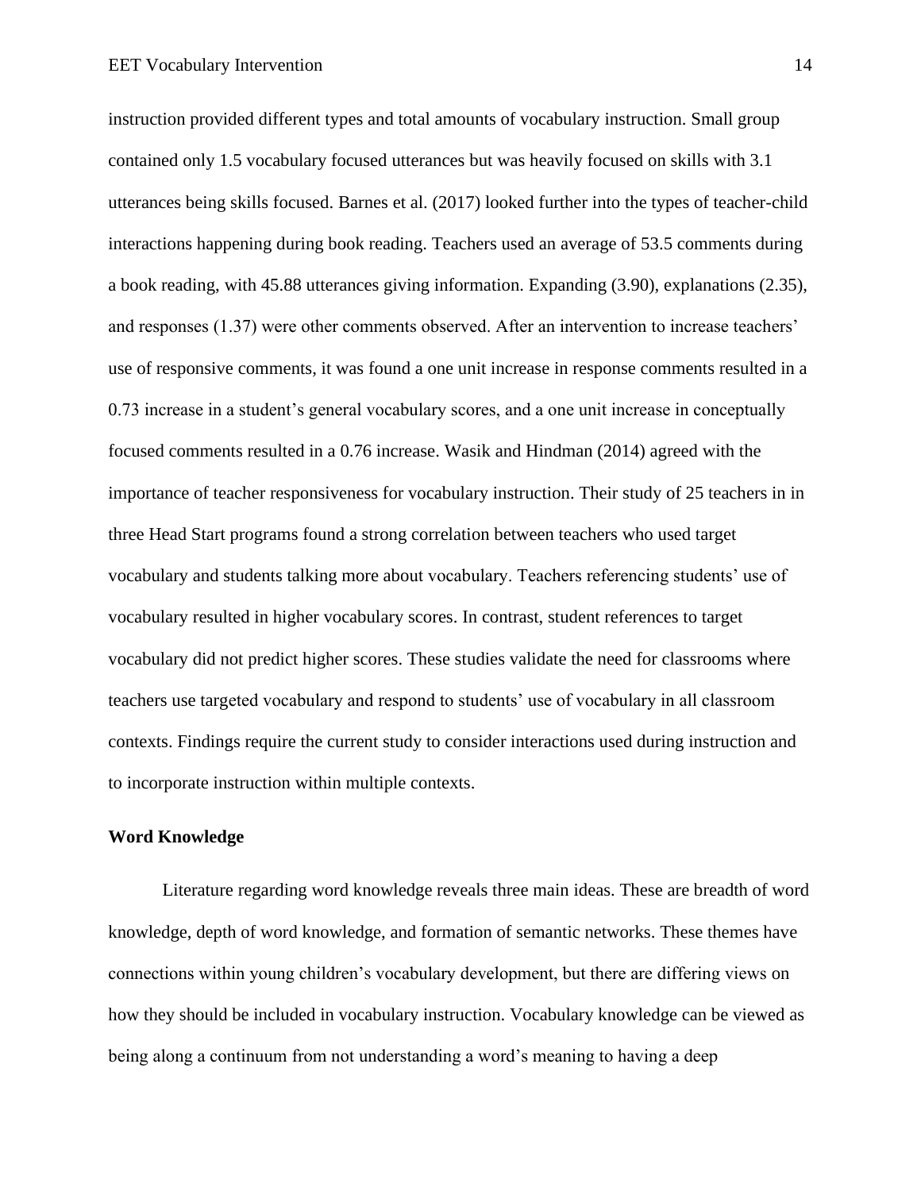instruction provided different types and total amounts of vocabulary instruction. Small group contained only 1.5 vocabulary focused utterances but was heavily focused on skills with 3.1 utterances being skills focused. Barnes et al. (2017) looked further into the types of teacher-child interactions happening during book reading. Teachers used an average of 53.5 comments during a book reading, with 45.88 utterances giving information. Expanding (3.90), explanations (2.35), and responses (1.37) were other comments observed. After an intervention to increase teachers' use of responsive comments, it was found a one unit increase in response comments resulted in a 0.73 increase in a student's general vocabulary scores, and a one unit increase in conceptually focused comments resulted in a 0.76 increase. Wasik and Hindman (2014) agreed with the importance of teacher responsiveness for vocabulary instruction. Their study of 25 teachers in in three Head Start programs found a strong correlation between teachers who used target vocabulary and students talking more about vocabulary. Teachers referencing students' use of vocabulary resulted in higher vocabulary scores. In contrast, student references to target vocabulary did not predict higher scores. These studies validate the need for classrooms where teachers use targeted vocabulary and respond to students' use of vocabulary in all classroom contexts. Findings require the current study to consider interactions used during instruction and to incorporate instruction within multiple contexts.

## Word Knowledge

Literature regarding word knowledge reveals three main ideas. These are breadth of word knowledge, depth of word knowledge, and formation of semantic networks. These themes have connections within young children's vocabulary development, but there are differing views on how they should be included in vocabulary instruction. Vocabulary knowledge can be viewed as being along a continuum from not understanding a word's meaning to having a deep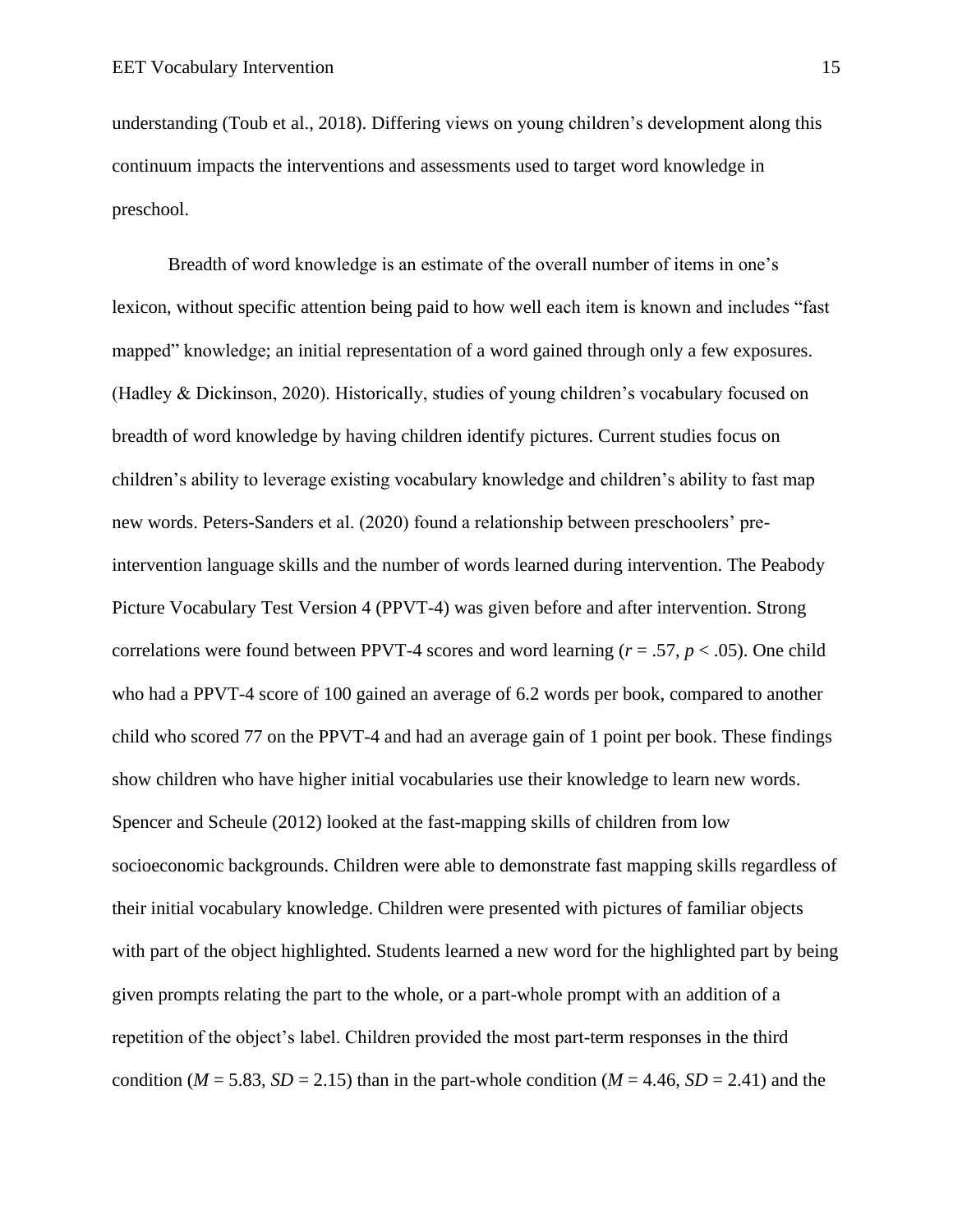understanding (Toub et al., 2018). Differing views on young children's development along this continuum impacts the interventions and assessments used to target word knowledge in preschool.

Breadth of word knowledge is an estimate of the overall number of items in one's lexicon, without specific attention being paid to how well each item is known and includes "fast mapped" knowledge; an initial representation of a word gained through only a few exposures. (Hadley & Dickinson, 2020). Historically, studies of young children's vocabulary focused on breadth of word knowledge by having children identify pictures. Current studies focus on children's ability to leverage existing vocabulary knowledge and children's ability to fast map new words. Peters-Sanders et al. (2020) found a relationship between preschoolers' pre-intervention language skills and the number of words learned during intervention. The Peabody Picture Vocabulary Test Version 4 (PPVT-4) was given before and after intervention. Strong correlations were found between PPVT-4 scores and word learning ($r = .57$, $p < .05$). One child who had a PPVT-4 score of 100 gained an average of 6.2 words per book, compared to another child who scored 77 on the PPVT-4 and had an average gain of 1 point per book. These findings show children who have higher initial vocabularies use their knowledge to learn new words. Spencer and Scheule (2012) looked at the fast-mapping skills of children from low socioeconomic backgrounds. Children were able to demonstrate fast mapping skills regardless of their initial vocabulary knowledge. Children were presented with pictures of familiar objects with part of the object highlighted. Students learned a new word for the highlighted part by being given prompts relating the part to the whole, or a part-whole prompt with an addition of a repetition of the object's label. Children provided the most part-term responses in the third condition ($M = 5.83$, $SD = 2.15$) than in the part-whole condition ($M = 4.46$, $SD = 2.41$) and the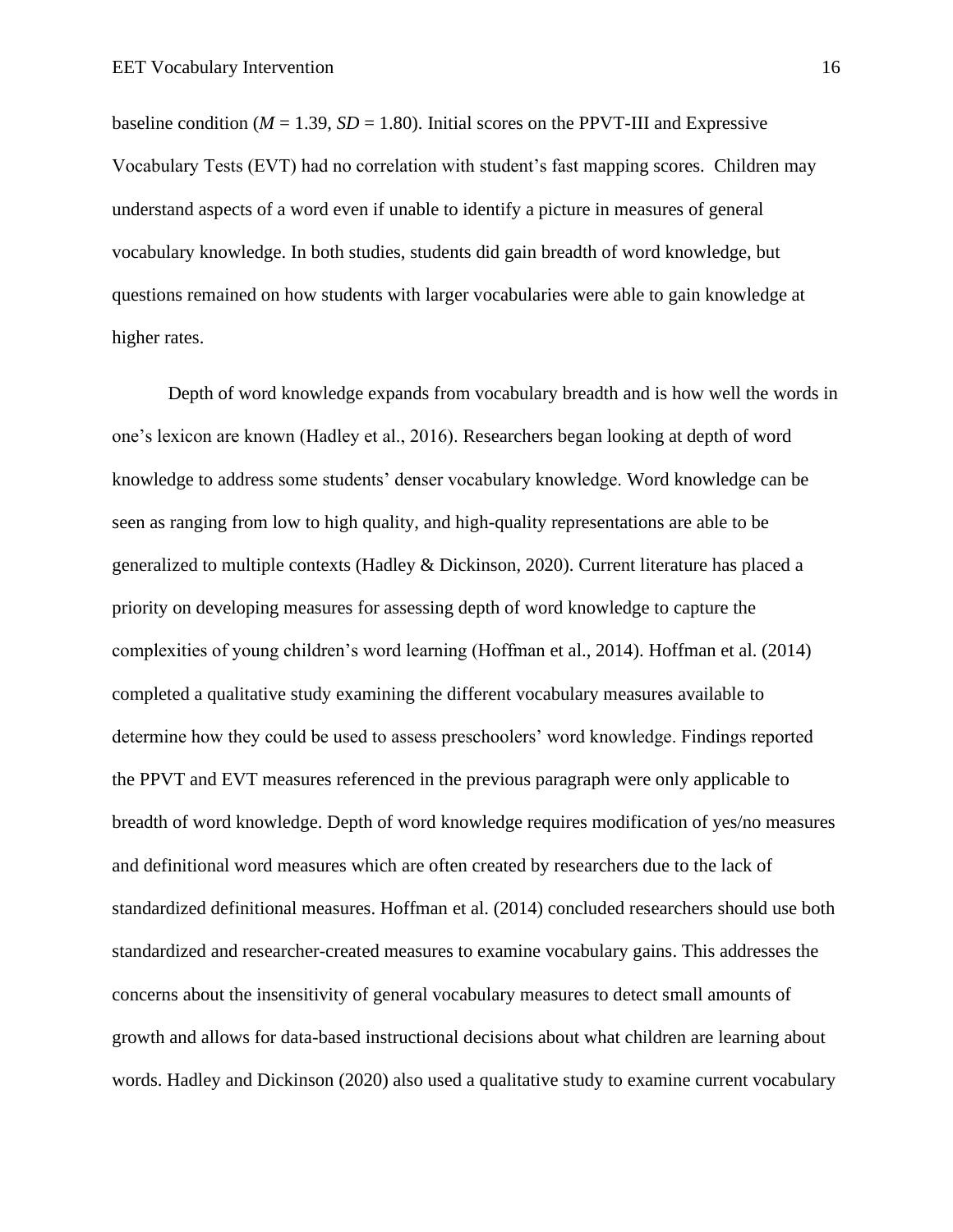baseline condition (*M* = 1.39, *SD* = 1.80). Initial scores on the PPVT-III and Expressive Vocabulary Tests (EVT) had no correlation with student's fast mapping scores. Children may understand aspects of a word even if unable to identify a picture in measures of general vocabulary knowledge. In both studies, students did gain breadth of word knowledge, but questions remained on how students with larger vocabularies were able to gain knowledge at higher rates.

Depth of word knowledge expands from vocabulary breadth and is how well the words in one's lexicon are known (Hadley et al., 2016). Researchers began looking at depth of word knowledge to address some students' denser vocabulary knowledge. Word knowledge can be seen as ranging from low to high quality, and high-quality representations are able to be generalized to multiple contexts (Hadley & Dickinson, 2020). Current literature has placed a priority on developing measures for assessing depth of word knowledge to capture the complexities of young children's word learning (Hoffman et al., 2014). Hoffman et al. (2014) completed a qualitative study examining the different vocabulary measures available to determine how they could be used to assess preschoolers' word knowledge. Findings reported the PPVT and EVT measures referenced in the previous paragraph were only applicable to breadth of word knowledge. Depth of word knowledge requires modification of yes/no measures and definitional word measures which are often created by researchers due to the lack of standardized definitional measures. Hoffman et al. (2014) concluded researchers should use both standardized and researcher-created measures to examine vocabulary gains. This addresses the concerns about the insensitivity of general vocabulary measures to detect small amounts of growth and allows for data-based instructional decisions about what children are learning about words. Hadley and Dickinson (2020) also used a qualitative study to examine current vocabulary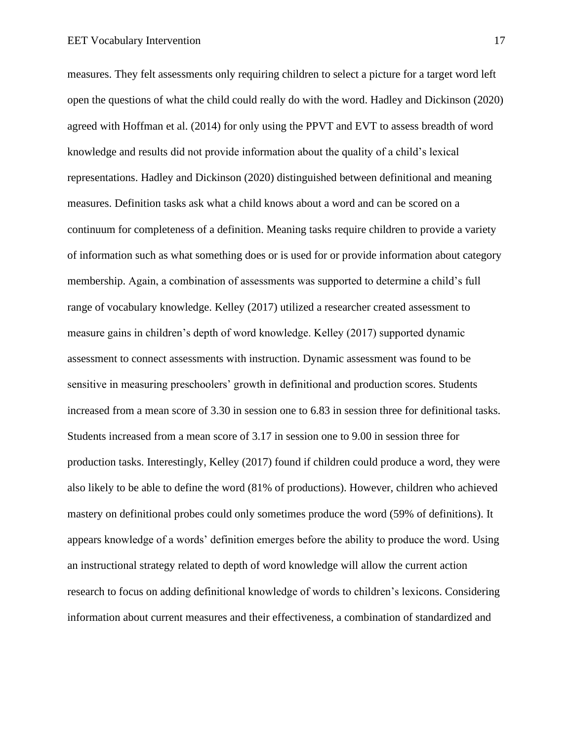measures. They felt assessments only requiring children to select a picture for a target word left open the questions of what the child could really do with the word. Hadley and Dickinson (2020) agreed with Hoffman et al. (2014) for only using the PPVT and EVT to assess breadth of word knowledge and results did not provide information about the quality of a child's lexical representations. Hadley and Dickinson (2020) distinguished between definitional and meaning measures. Definition tasks ask what a child knows about a word and can be scored on a continuum for completeness of a definition. Meaning tasks require children to provide a variety of information such as what something does or is used for or provide information about category membership. Again, a combination of assessments was supported to determine a child's full range of vocabulary knowledge. Kelley (2017) utilized a researcher created assessment to measure gains in children's depth of word knowledge. Kelley (2017) supported dynamic assessment to connect assessments with instruction. Dynamic assessment was found to be sensitive in measuring preschoolers' growth in definitional and production scores. Students increased from a mean score of 3.30 in session one to 6.83 in session three for definitional tasks. Students increased from a mean score of 3.17 in session one to 9.00 in session three for production tasks. Interestingly, Kelley (2017) found if children could produce a word, they were also likely to be able to define the word (81% of productions). However, children who achieved mastery on definitional probes could only sometimes produce the word (59% of definitions). It appears knowledge of a words' definition emerges before the ability to produce the word. Using an instructional strategy related to depth of word knowledge will allow the current action research to focus on adding definitional knowledge of words to children's lexicons. Considering information about current measures and their effectiveness, a combination of standardized and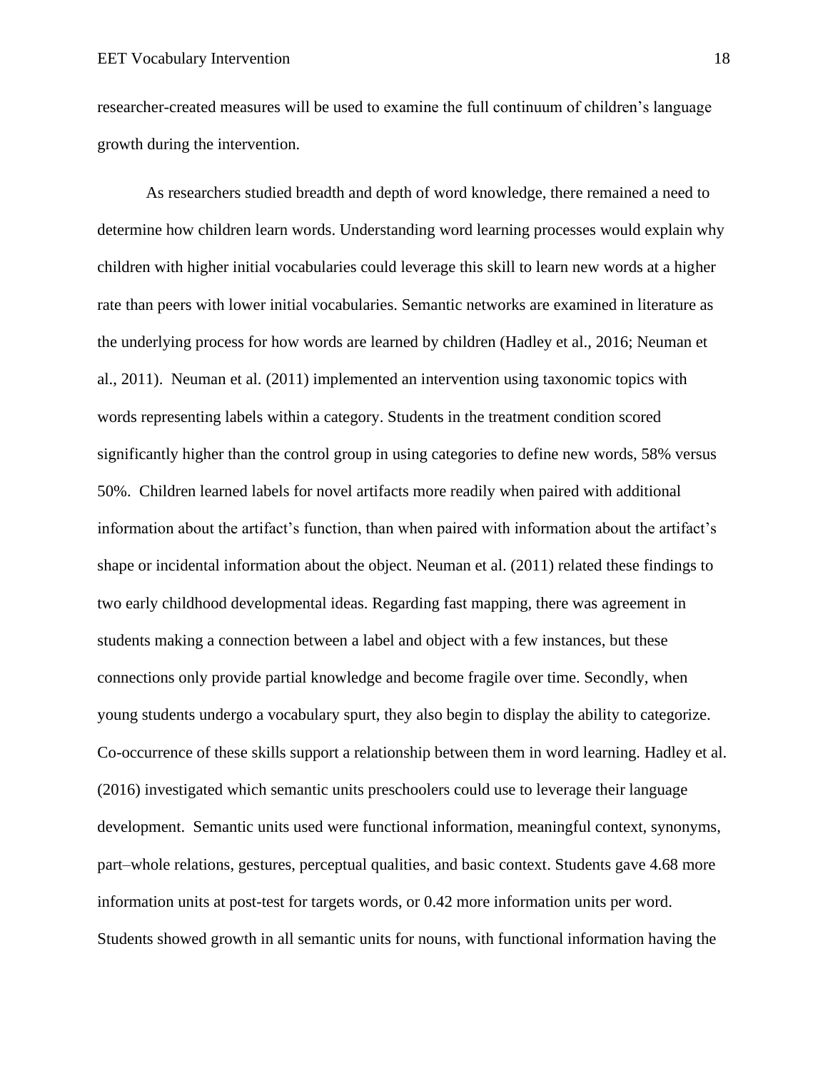researcher-created measures will be used to examine the full continuum of children's language growth during the intervention.

As researchers studied breadth and depth of word knowledge, there remained a need to determine how children learn words. Understanding word learning processes would explain why children with higher initial vocabularies could leverage this skill to learn new words at a higher rate than peers with lower initial vocabularies. Semantic networks are examined in literature as the underlying process for how words are learned by children (Hadley et al., 2016; Neuman et al., 2011). Neuman et al. (2011) implemented an intervention using taxonomic topics with words representing labels within a category. Students in the treatment condition scored significantly higher than the control group in using categories to define new words, 58% versus 50%. Children learned labels for novel artifacts more readily when paired with additional information about the artifact's function, than when paired with information about the artifact's shape or incidental information about the object. Neuman et al. (2011) related these findings to two early childhood developmental ideas. Regarding fast mapping, there was agreement in students making a connection between a label and object with a few instances, but these connections only provide partial knowledge and become fragile over time. Secondly, when young students undergo a vocabulary spurt, they also begin to display the ability to categorize. Co-occurrence of these skills support a relationship between them in word learning. Hadley et al. (2016) investigated which semantic units preschoolers could use to leverage their language development. Semantic units used were functional information, meaningful context, synonyms, part–whole relations, gestures, perceptual qualities, and basic context. Students gave 4.68 more information units at post-test for targets words, or 0.42 more information units per word. Students showed growth in all semantic units for nouns, with functional information having the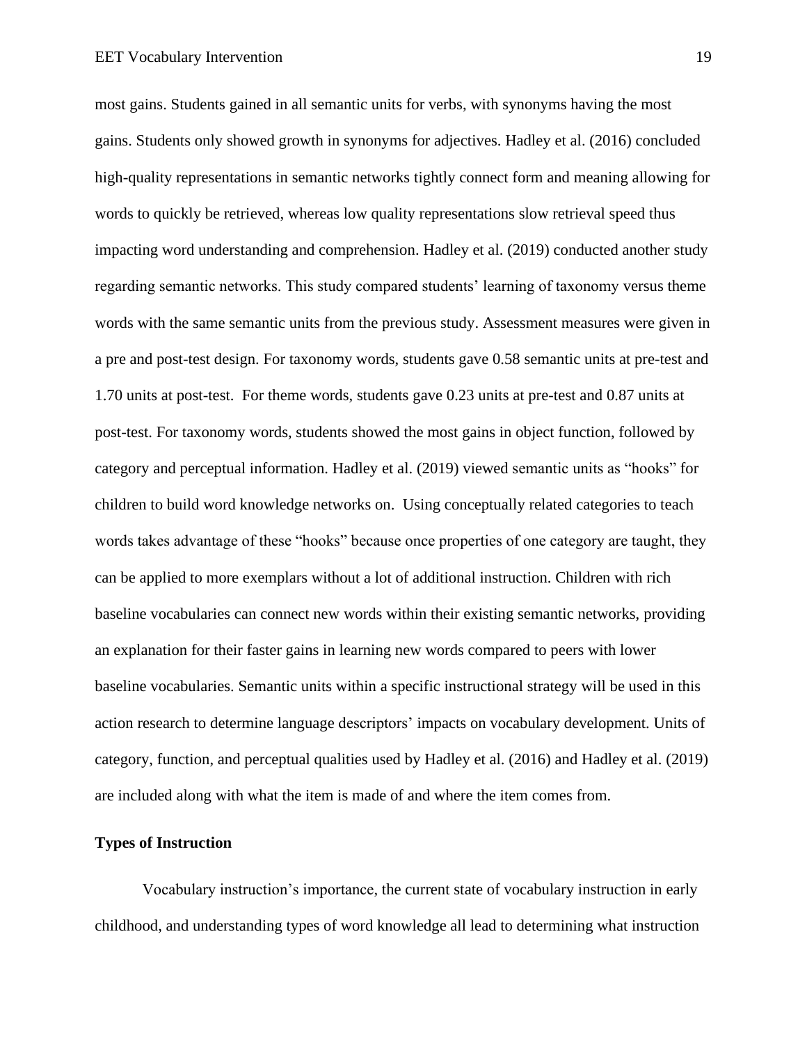most gains. Students gained in all semantic units for verbs, with synonyms having the most gains. Students only showed growth in synonyms for adjectives. Hadley et al. (2016) concluded high-quality representations in semantic networks tightly connect form and meaning allowing for words to quickly be retrieved, whereas low quality representations slow retrieval speed thus impacting word understanding and comprehension. Hadley et al. (2019) conducted another study regarding semantic networks. This study compared students' learning of taxonomy versus theme words with the same semantic units from the previous study. Assessment measures were given in a pre and post-test design. For taxonomy words, students gave 0.58 semantic units at pre-test and 1.70 units at post-test. For theme words, students gave 0.23 units at pre-test and 0.87 units at post-test. For taxonomy words, students showed the most gains in object function, followed by category and perceptual information. Hadley et al. (2019) viewed semantic units as "hooks" for children to build word knowledge networks on. Using conceptually related categories to teach words takes advantage of these "hooks" because once properties of one category are taught, they can be applied to more exemplars without a lot of additional instruction. Children with rich baseline vocabularies can connect new words within their existing semantic networks, providing an explanation for their faster gains in learning new words compared to peers with lower baseline vocabularies. Semantic units within a specific instructional strategy will be used in this action research to determine language descriptors' impacts on vocabulary development. Units of category, function, and perceptual qualities used by Hadley et al. (2016) and Hadley et al. (2019) are included along with what the item is made of and where the item comes from.

## Types of Instruction

Vocabulary instruction's importance, the current state of vocabulary instruction in early childhood, and understanding types of word knowledge all lead to determining what instruction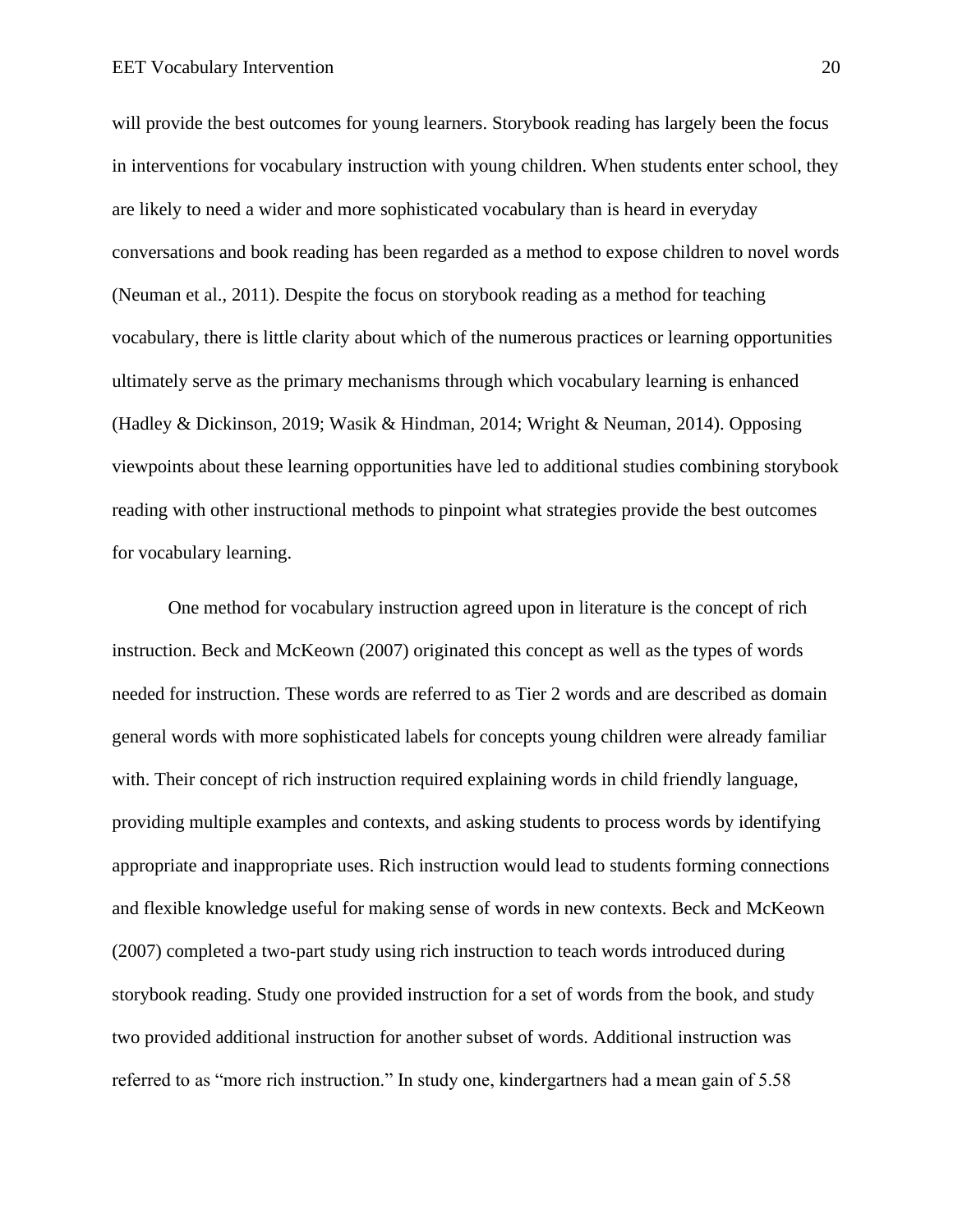will provide the best outcomes for young learners. Storybook reading has largely been the focus in interventions for vocabulary instruction with young children. When students enter school, they are likely to need a wider and more sophisticated vocabulary than is heard in everyday conversations and book reading has been regarded as a method to expose children to novel words (Neuman et al., 2011). Despite the focus on storybook reading as a method for teaching vocabulary, there is little clarity about which of the numerous practices or learning opportunities ultimately serve as the primary mechanisms through which vocabulary learning is enhanced (Hadley & Dickinson, 2019; Wasik & Hindman, 2014; Wright & Neuman, 2014). Opposing viewpoints about these learning opportunities have led to additional studies combining storybook reading with other instructional methods to pinpoint what strategies provide the best outcomes for vocabulary learning.

One method for vocabulary instruction agreed upon in literature is the concept of rich instruction. Beck and McKeown (2007) originated this concept as well as the types of words needed for instruction. These words are referred to as Tier 2 words and are described as domain general words with more sophisticated labels for concepts young children were already familiar with. Their concept of rich instruction required explaining words in child friendly language, providing multiple examples and contexts, and asking students to process words by identifying appropriate and inappropriate uses. Rich instruction would lead to students forming connections and flexible knowledge useful for making sense of words in new contexts. Beck and McKeown (2007) completed a two-part study using rich instruction to teach words introduced during storybook reading. Study one provided instruction for a set of words from the book, and study two provided additional instruction for another subset of words. Additional instruction was referred to as "more rich instruction." In study one, kindergartners had a mean gain of 5.58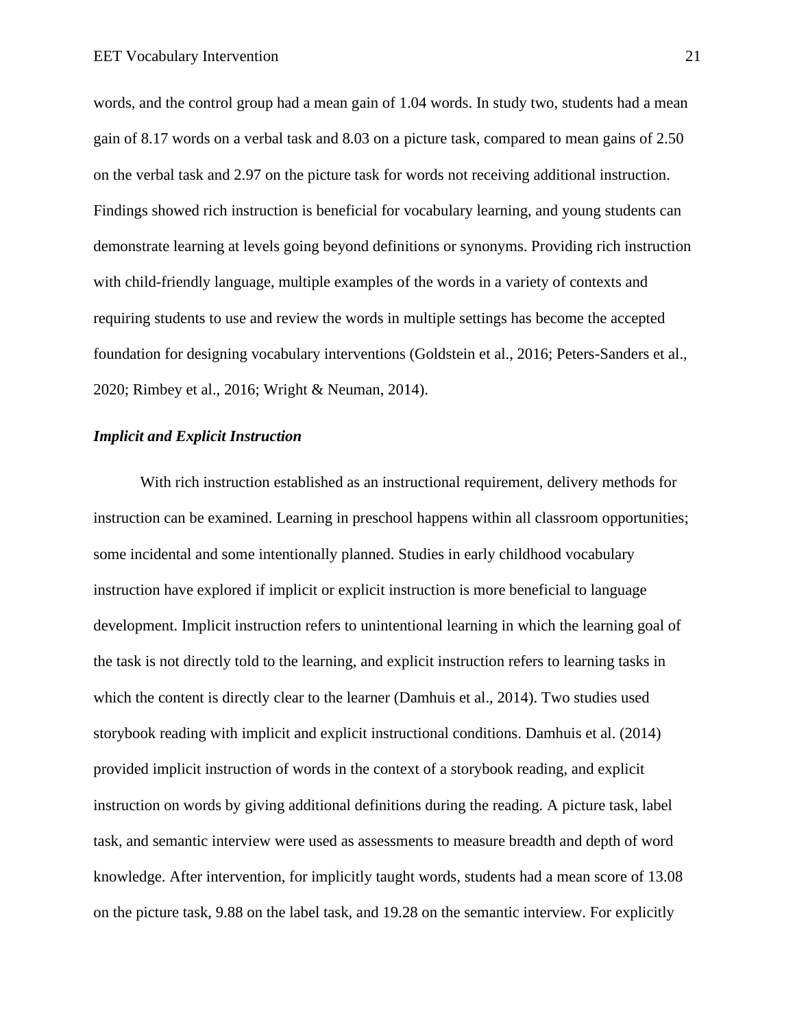words, and the control group had a mean gain of 1.04 words. In study two, students had a mean gain of 8.17 words on a verbal task and 8.03 on a picture task, compared to mean gains of 2.50 on the verbal task and 2.97 on the picture task for words not receiving additional instruction. Findings showed rich instruction is beneficial for vocabulary learning, and young students can demonstrate learning at levels going beyond definitions or synonyms. Providing rich instruction with child-friendly language, multiple examples of the words in a variety of contexts and requiring students to use and review the words in multiple settings has become the accepted foundation for designing vocabulary interventions (Goldstein et al., 2016; Peters-Sanders et al., 2020; Rimbey et al., 2016; Wright & Neuman, 2014).

### *Implicit and Explicit Instruction*

With rich instruction established as an instructional requirement, delivery methods for instruction can be examined. Learning in preschool happens within all classroom opportunities; some incidental and some intentionally planned. Studies in early childhood vocabulary instruction have explored if implicit or explicit instruction is more beneficial to language development. Implicit instruction refers to unintentional learning in which the learning goal of the task is not directly told to the learning, and explicit instruction refers to learning tasks in which the content is directly clear to the learner (Damhuis et al., 2014). Two studies used storybook reading with implicit and explicit instructional conditions. Damhuis et al. (2014) provided implicit instruction of words in the context of a storybook reading, and explicit instruction on words by giving additional definitions during the reading. A picture task, label task, and semantic interview were used as assessments to measure breadth and depth of word knowledge. After intervention, for implicitly taught words, students had a mean score of 13.08 on the picture task, 9.88 on the label task, and 19.28 on the semantic interview. For explicitly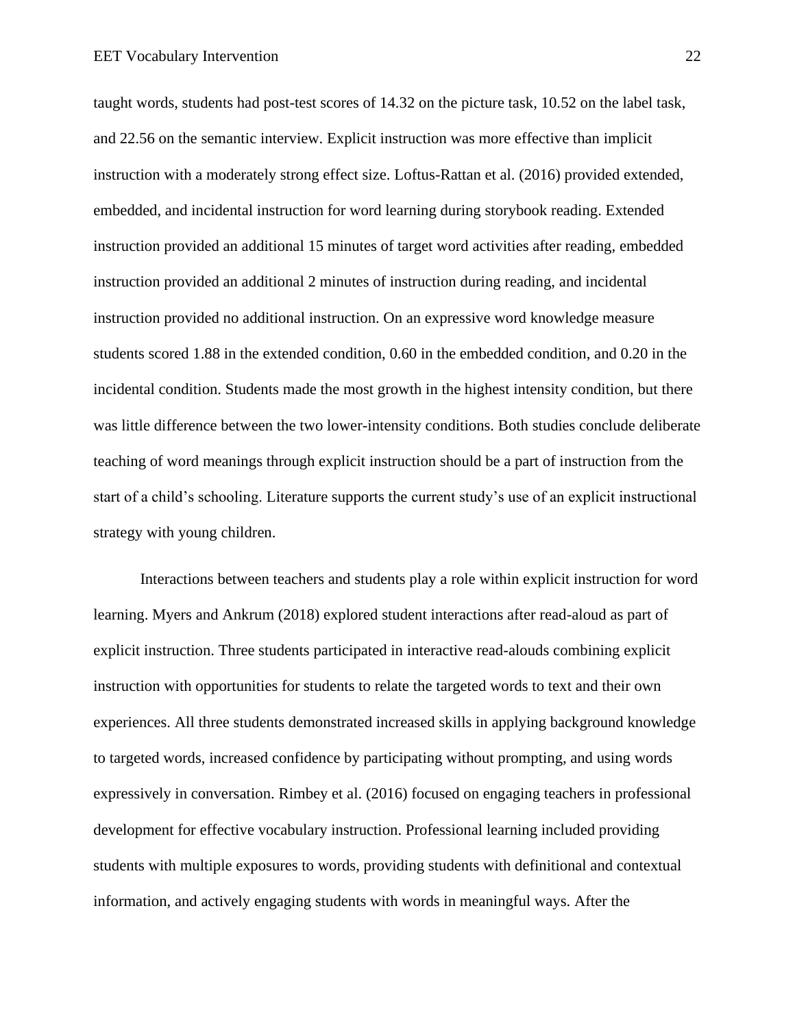taught words, students had post-test scores of 14.32 on the picture task, 10.52 on the label task, and 22.56 on the semantic interview. Explicit instruction was more effective than implicit instruction with a moderately strong effect size. Loftus-Rattan et al. (2016) provided extended, embedded, and incidental instruction for word learning during storybook reading. Extended instruction provided an additional 15 minutes of target word activities after reading, embedded instruction provided an additional 2 minutes of instruction during reading, and incidental instruction provided no additional instruction. On an expressive word knowledge measure students scored 1.88 in the extended condition, 0.60 in the embedded condition, and 0.20 in the incidental condition. Students made the most growth in the highest intensity condition, but there was little difference between the two lower-intensity conditions. Both studies conclude deliberate teaching of word meanings through explicit instruction should be a part of instruction from the start of a child's schooling. Literature supports the current study's use of an explicit instructional strategy with young children.

Interactions between teachers and students play a role within explicit instruction for word learning. Myers and Ankrum (2018) explored student interactions after read-aloud as part of explicit instruction. Three students participated in interactive read-alouds combining explicit instruction with opportunities for students to relate the targeted words to text and their own experiences. All three students demonstrated increased skills in applying background knowledge to targeted words, increased confidence by participating without prompting, and using words expressively in conversation. Rimbey et al. (2016) focused on engaging teachers in professional development for effective vocabulary instruction. Professional learning included providing students with multiple exposures to words, providing students with definitional and contextual information, and actively engaging students with words in meaningful ways. After the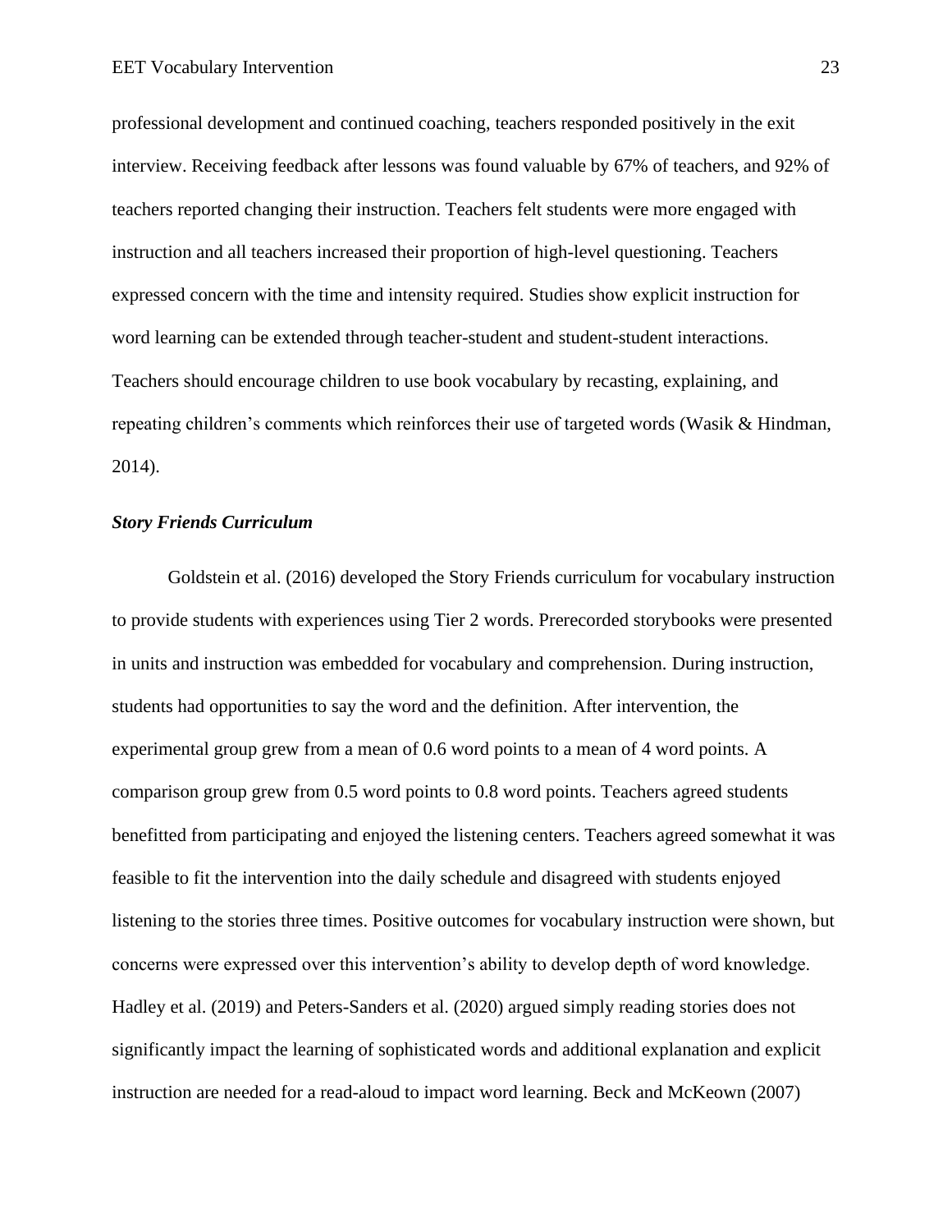professional development and continued coaching, teachers responded positively in the exit interview. Receiving feedback after lessons was found valuable by 67% of teachers, and 92% of teachers reported changing their instruction. Teachers felt students were more engaged with instruction and all teachers increased their proportion of high-level questioning. Teachers expressed concern with the time and intensity required. Studies show explicit instruction for word learning can be extended through teacher-student and student-student interactions. Teachers should encourage children to use book vocabulary by recasting, explaining, and repeating children's comments which reinforces their use of targeted words (Wasik & Hindman, 2014).

### ***Story Friends Curriculum***

Goldstein et al. (2016) developed the Story Friends curriculum for vocabulary instruction to provide students with experiences using Tier 2 words. Prerecorded storybooks were presented in units and instruction was embedded for vocabulary and comprehension. During instruction, students had opportunities to say the word and the definition. After intervention, the experimental group grew from a mean of 0.6 word points to a mean of 4 word points. A comparison group grew from 0.5 word points to 0.8 word points. Teachers agreed students benefitted from participating and enjoyed the listening centers. Teachers agreed somewhat it was feasible to fit the intervention into the daily schedule and disagreed with students enjoyed listening to the stories three times. Positive outcomes for vocabulary instruction were shown, but concerns were expressed over this intervention's ability to develop depth of word knowledge. Hadley et al. (2019) and Peters-Sanders et al. (2020) argued simply reading stories does not significantly impact the learning of sophisticated words and additional explanation and explicit instruction are needed for a read-aloud to impact word learning. Beck and McKeown (2007)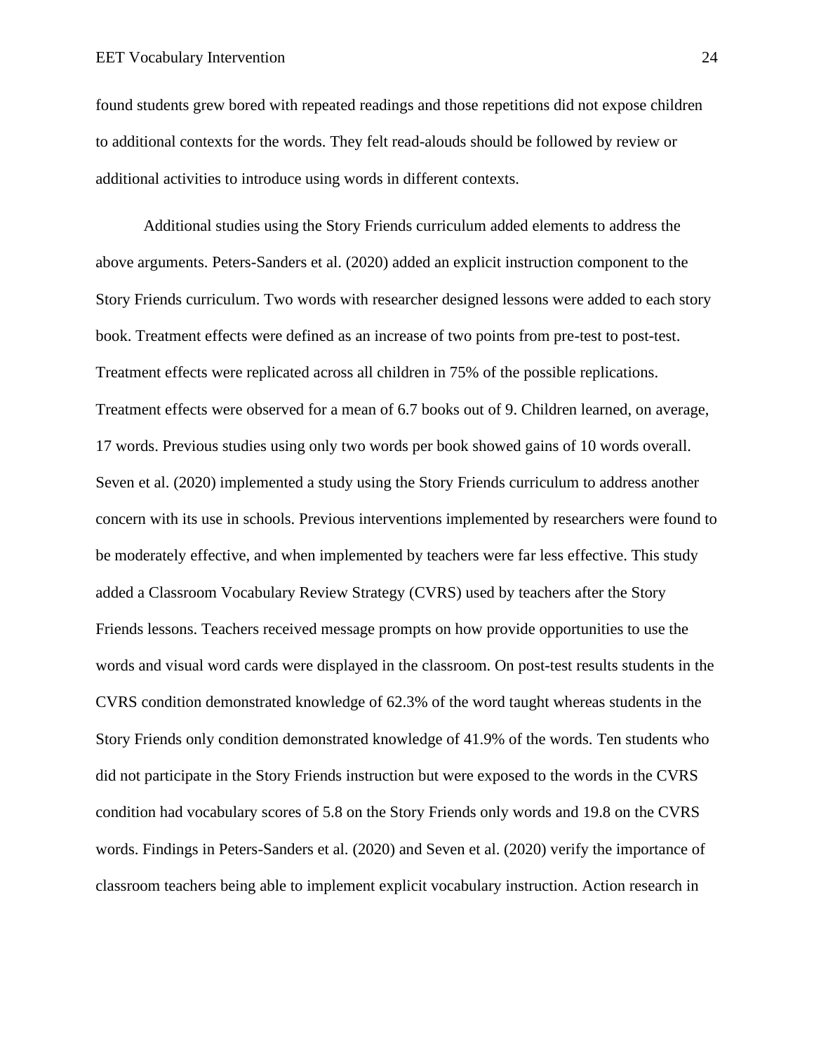found students grew bored with repeated readings and those repetitions did not expose children to additional contexts for the words. They felt read-alouds should be followed by review or additional activities to introduce using words in different contexts.

Additional studies using the Story Friends curriculum added elements to address the above arguments. Peters-Sanders et al. (2020) added an explicit instruction component to the Story Friends curriculum. Two words with researcher designed lessons were added to each story book. Treatment effects were defined as an increase of two points from pre-test to post-test. Treatment effects were replicated across all children in 75% of the possible replications. Treatment effects were observed for a mean of 6.7 books out of 9. Children learned, on average, 17 words. Previous studies using only two words per book showed gains of 10 words overall. Seven et al. (2020) implemented a study using the Story Friends curriculum to address another concern with its use in schools. Previous interventions implemented by researchers were found to be moderately effective, and when implemented by teachers were far less effective. This study added a Classroom Vocabulary Review Strategy (CVRS) used by teachers after the Story Friends lessons. Teachers received message prompts on how provide opportunities to use the words and visual word cards were displayed in the classroom. On post-test results students in the CVRS condition demonstrated knowledge of 62.3% of the word taught whereas students in the Story Friends only condition demonstrated knowledge of 41.9% of the words. Ten students who did not participate in the Story Friends instruction but were exposed to the words in the CVRS condition had vocabulary scores of 5.8 on the Story Friends only words and 19.8 on the CVRS words. Findings in Peters-Sanders et al. (2020) and Seven et al. (2020) verify the importance of classroom teachers being able to implement explicit vocabulary instruction. Action research in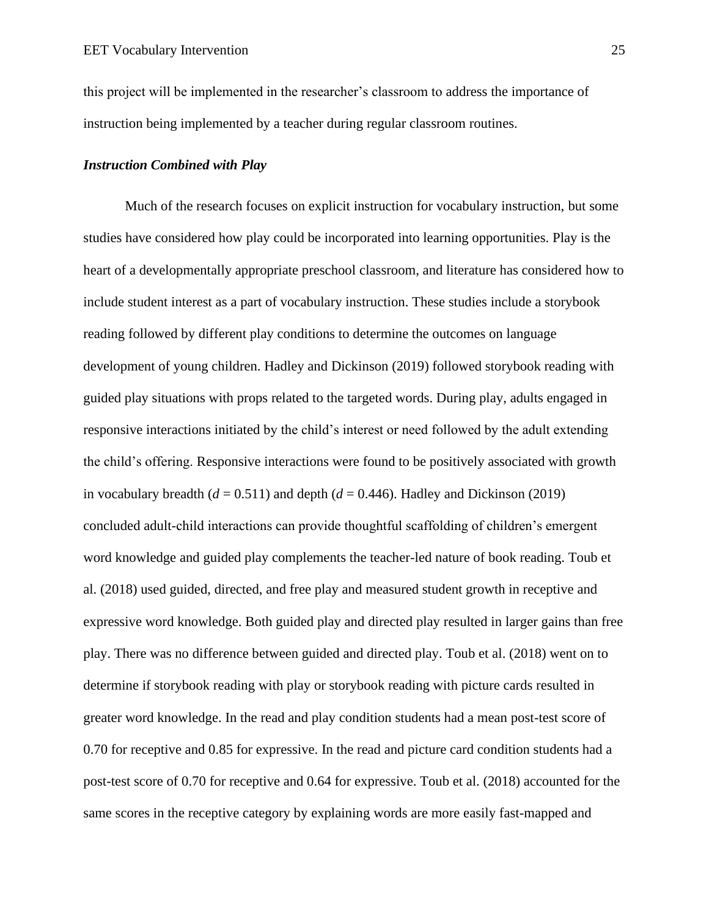this project will be implemented in the researcher's classroom to address the importance of instruction being implemented by a teacher during regular classroom routines.

### ***Instruction Combined with Play***

Much of the research focuses on explicit instruction for vocabulary instruction, but some studies have considered how play could be incorporated into learning opportunities. Play is the heart of a developmentally appropriate preschool classroom, and literature has considered how to include student interest as a part of vocabulary instruction. These studies include a storybook reading followed by different play conditions to determine the outcomes on language development of young children. Hadley and Dickinson (2019) followed storybook reading with guided play situations with props related to the targeted words. During play, adults engaged in responsive interactions initiated by the child's interest or need followed by the adult extending the child's offering. Responsive interactions were found to be positively associated with growth in vocabulary breadth ($d$ = 0.511) and depth ($d$ = 0.446). Hadley and Dickinson (2019) concluded adult-child interactions can provide thoughtful scaffolding of children's emergent word knowledge and guided play complements the teacher-led nature of book reading. Toub et al. (2018) used guided, directed, and free play and measured student growth in receptive and expressive word knowledge. Both guided play and directed play resulted in larger gains than free play. There was no difference between guided and directed play. Toub et al. (2018) went on to determine if storybook reading with play or storybook reading with picture cards resulted in greater word knowledge. In the read and play condition students had a mean post-test score of 0.70 for receptive and 0.85 for expressive. In the read and picture card condition students had a post-test score of 0.70 for receptive and 0.64 for expressive. Toub et al. (2018) accounted for the same scores in the receptive category by explaining words are more easily fast-mapped and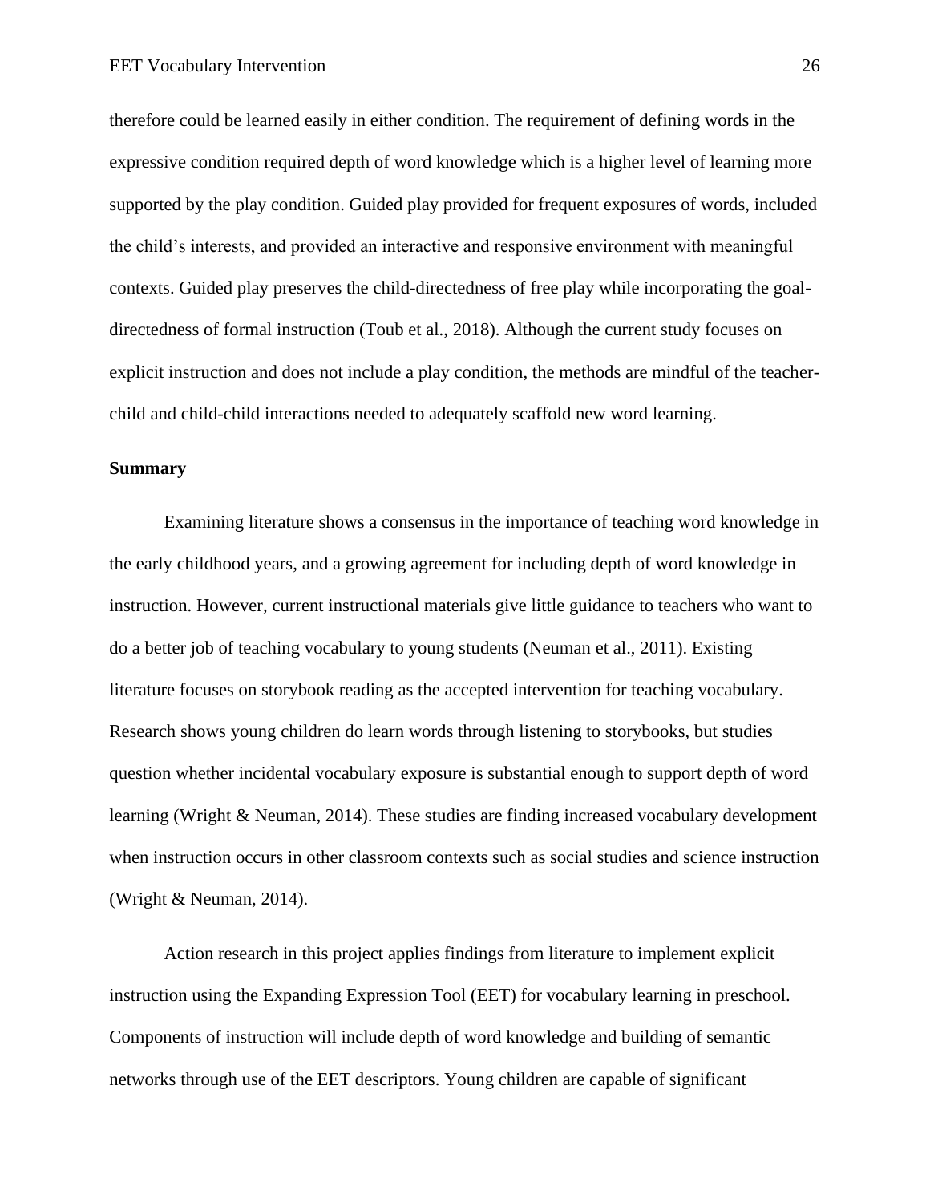therefore could be learned easily in either condition. The requirement of defining words in the expressive condition required depth of word knowledge which is a higher level of learning more supported by the play condition. Guided play provided for frequent exposures of words, included the child's interests, and provided an interactive and responsive environment with meaningful contexts. Guided play preserves the child-directedness of free play while incorporating the goal-directedness of formal instruction (Toub et al., 2018). Although the current study focuses on explicit instruction and does not include a play condition, the methods are mindful of the teacher-child and child-child interactions needed to adequately scaffold new word learning.

**Summary**

Examining literature shows a consensus in the importance of teaching word knowledge in the early childhood years, and a growing agreement for including depth of word knowledge in instruction. However, current instructional materials give little guidance to teachers who want to do a better job of teaching vocabulary to young students (Neuman et al., 2011). Existing literature focuses on storybook reading as the accepted intervention for teaching vocabulary. Research shows young children do learn words through listening to storybooks, but studies question whether incidental vocabulary exposure is substantial enough to support depth of word learning (Wright & Neuman, 2014). These studies are finding increased vocabulary development when instruction occurs in other classroom contexts such as social studies and science instruction (Wright & Neuman, 2014).

Action research in this project applies findings from literature to implement explicit instruction using the Expanding Expression Tool (EET) for vocabulary learning in preschool. Components of instruction will include depth of word knowledge and building of semantic networks through use of the EET descriptors. Young children are capable of significant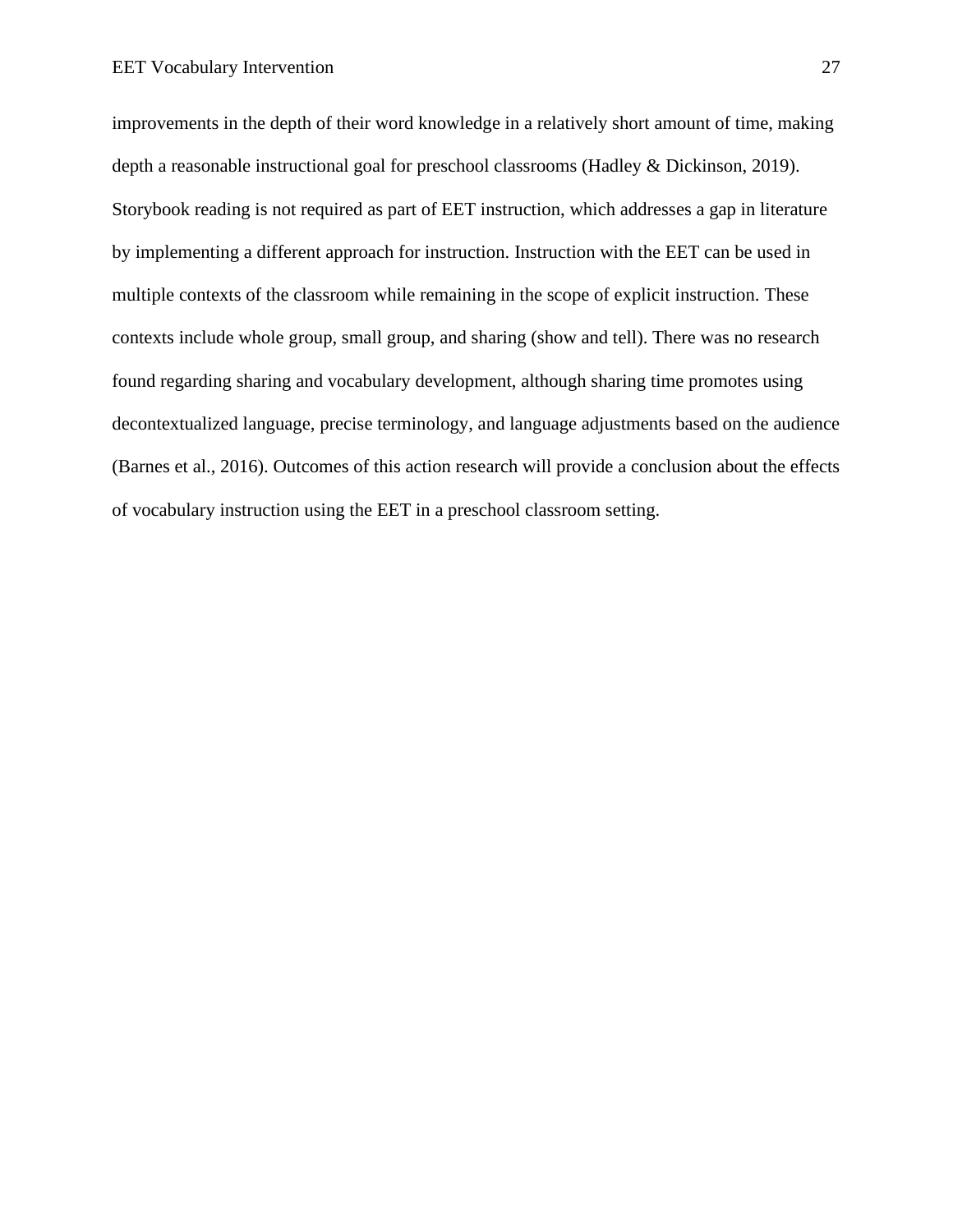improvements in the depth of their word knowledge in a relatively short amount of time, making depth a reasonable instructional goal for preschool classrooms (Hadley & Dickinson, 2019). Storybook reading is not required as part of EET instruction, which addresses a gap in literature by implementing a different approach for instruction. Instruction with the EET can be used in multiple contexts of the classroom while remaining in the scope of explicit instruction. These contexts include whole group, small group, and sharing (show and tell). There was no research found regarding sharing and vocabulary development, although sharing time promotes using decontextualized language, precise terminology, and language adjustments based on the audience (Barnes et al., 2016). Outcomes of this action research will provide a conclusion about the effects of vocabulary instruction using the EET in a preschool classroom setting.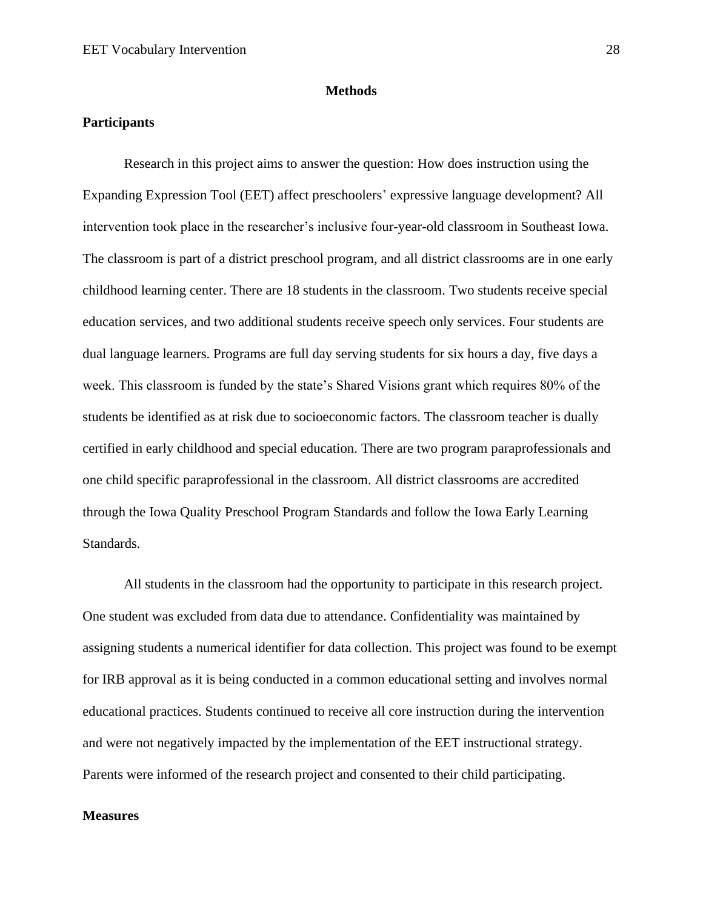# Methods

## Participants

Research in this project aims to answer the question: How does instruction using the Expanding Expression Tool (EET) affect preschoolers' expressive language development? All intervention took place in the researcher's inclusive four-year-old classroom in Southeast Iowa. The classroom is part of a district preschool program, and all district classrooms are in one early childhood learning center. There are 18 students in the classroom. Two students receive special education services, and two additional students receive speech only services. Four students are dual language learners. Programs are full day serving students for six hours a day, five days a week. This classroom is funded by the state's Shared Visions grant which requires 80% of the students be identified as at risk due to socioeconomic factors. The classroom teacher is dually certified in early childhood and special education. There are two program paraprofessionals and one child specific paraprofessional in the classroom. All district classrooms are accredited through the Iowa Quality Preschool Program Standards and follow the Iowa Early Learning Standards.

All students in the classroom had the opportunity to participate in this research project. One student was excluded from data due to attendance. Confidentiality was maintained by assigning students a numerical identifier for data collection. This project was found to be exempt for IRB approval as it is being conducted in a common educational setting and involves normal educational practices. Students continued to receive all core instruction during the intervention and were not negatively impacted by the implementation of the EET instructional strategy. Parents were informed of the research project and consented to their child participating.

## Measures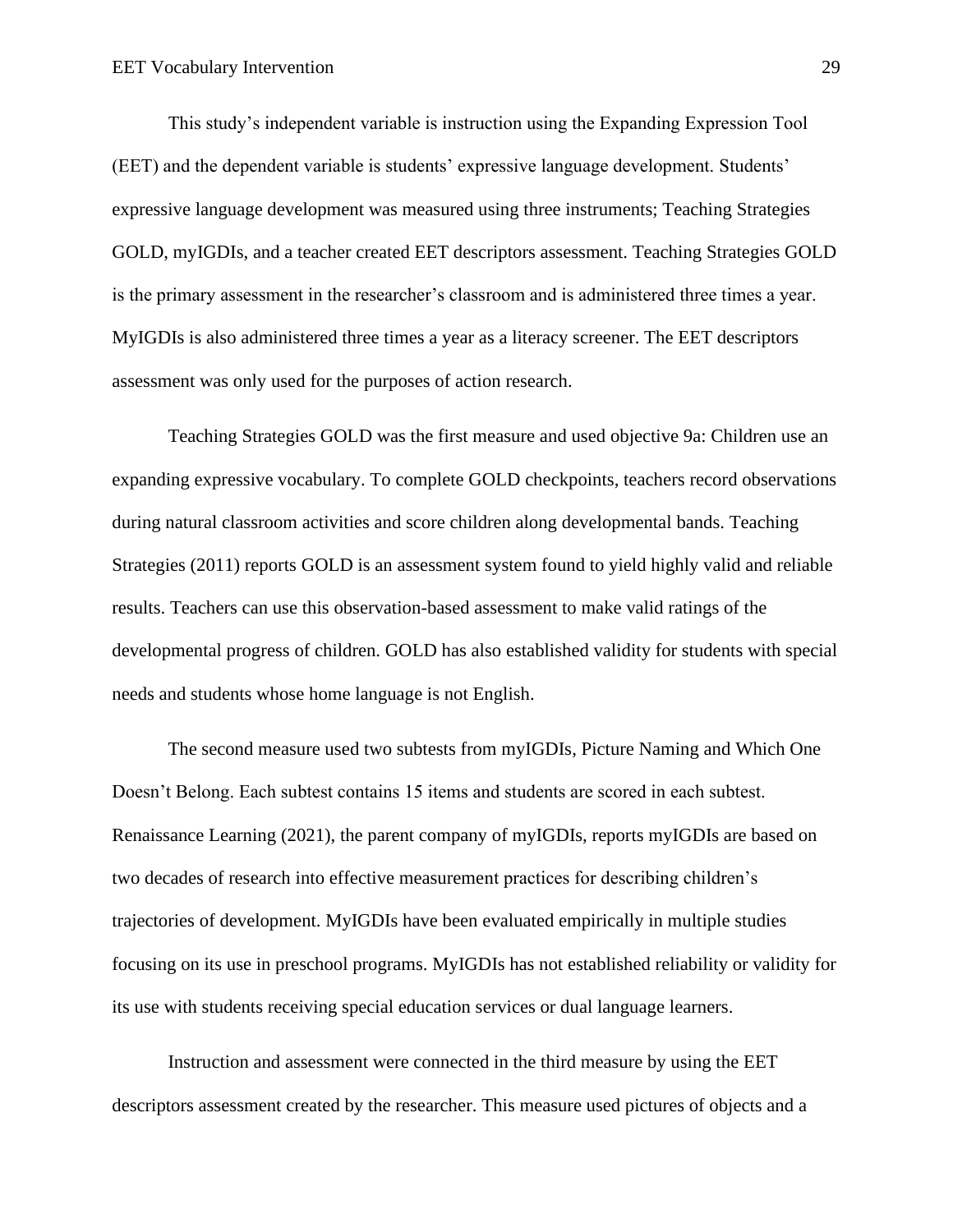This study's independent variable is instruction using the Expanding Expression Tool (EET) and the dependent variable is students' expressive language development. Students' expressive language development was measured using three instruments; Teaching Strategies GOLD, myIGDIs, and a teacher created EET descriptors assessment. Teaching Strategies GOLD is the primary assessment in the researcher's classroom and is administered three times a year. MyIGDIs is also administered three times a year as a literacy screener. The EET descriptors assessment was only used for the purposes of action research.

Teaching Strategies GOLD was the first measure and used objective 9a: Children use an expanding expressive vocabulary. To complete GOLD checkpoints, teachers record observations during natural classroom activities and score children along developmental bands. Teaching Strategies (2011) reports GOLD is an assessment system found to yield highly valid and reliable results. Teachers can use this observation-based assessment to make valid ratings of the developmental progress of children. GOLD has also established validity for students with special needs and students whose home language is not English.

The second measure used two subtests from myIGDIs, Picture Naming and Which One Doesn't Belong. Each subtest contains 15 items and students are scored in each subtest. Renaissance Learning (2021), the parent company of myIGDIs, reports myIGDIs are based on two decades of research into effective measurement practices for describing children's trajectories of development. MyIGDIs have been evaluated empirically in multiple studies focusing on its use in preschool programs. MyIGDIs has not established reliability or validity for its use with students receiving special education services or dual language learners.

Instruction and assessment were connected in the third measure by using the EET descriptors assessment created by the researcher. This measure used pictures of objects and a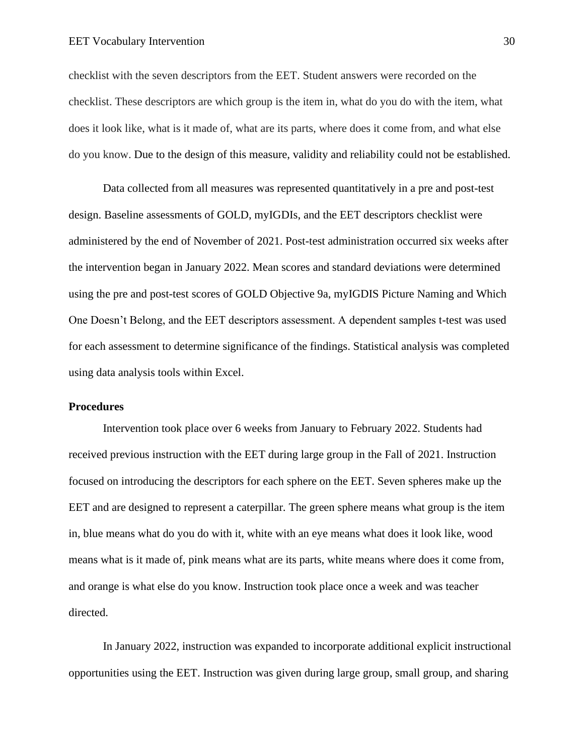checklist with the seven descriptors from the EET. Student answers were recorded on the checklist. These descriptors are which group is the item in, what do you do with the item, what does it look like, what is it made of, what are its parts, where does it come from, and what else do you know. Due to the design of this measure, validity and reliability could not be established.

Data collected from all measures was represented quantitatively in a pre and post-test design. Baseline assessments of GOLD, myIGDIs, and the EET descriptors checklist were administered by the end of November of 2021. Post-test administration occurred six weeks after the intervention began in January 2022. Mean scores and standard deviations were determined using the pre and post-test scores of GOLD Objective 9a, myIGDIS Picture Naming and Which One Doesn't Belong, and the EET descriptors assessment. A dependent samples t-test was used for each assessment to determine significance of the findings. Statistical analysis was completed using data analysis tools within Excel.

**Procedures**

Intervention took place over 6 weeks from January to February 2022. Students had received previous instruction with the EET during large group in the Fall of 2021. Instruction focused on introducing the descriptors for each sphere on the EET. Seven spheres make up the EET and are designed to represent a caterpillar. The green sphere means what group is the item in, blue means what do you do with it, white with an eye means what does it look like, wood means what is it made of, pink means what are its parts, white means where does it come from, and orange is what else do you know. Instruction took place once a week and was teacher directed.

In January 2022, instruction was expanded to incorporate additional explicit instructional opportunities using the EET. Instruction was given during large group, small group, and sharing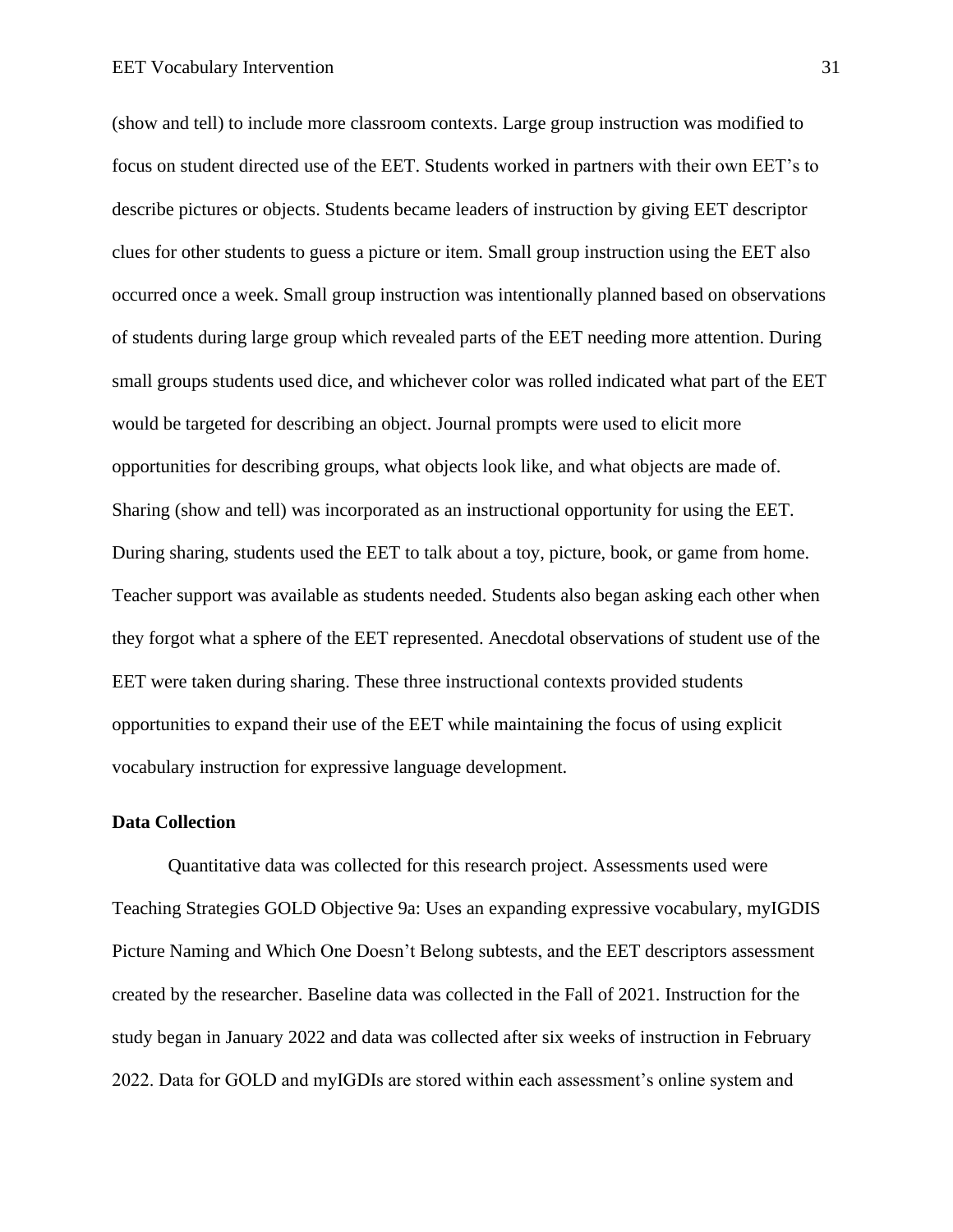(show and tell) to include more classroom contexts. Large group instruction was modified to focus on student directed use of the EET. Students worked in partners with their own EET's to describe pictures or objects. Students became leaders of instruction by giving EET descriptor clues for other students to guess a picture or item. Small group instruction using the EET also occurred once a week. Small group instruction was intentionally planned based on observations of students during large group which revealed parts of the EET needing more attention. During small groups students used dice, and whichever color was rolled indicated what part of the EET would be targeted for describing an object. Journal prompts were used to elicit more opportunities for describing groups, what objects look like, and what objects are made of. Sharing (show and tell) was incorporated as an instructional opportunity for using the EET. During sharing, students used the EET to talk about a toy, picture, book, or game from home. Teacher support was available as students needed. Students also began asking each other when they forgot what a sphere of the EET represented. Anecdotal observations of student use of the EET were taken during sharing. These three instructional contexts provided students opportunities to expand their use of the EET while maintaining the focus of using explicit vocabulary instruction for expressive language development.

## Data Collection

Quantitative data was collected for this research project. Assessments used were Teaching Strategies GOLD Objective 9a: Uses an expanding expressive vocabulary, myIGDIS Picture Naming and Which One Doesn't Belong subtests, and the EET descriptors assessment created by the researcher. Baseline data was collected in the Fall of 2021. Instruction for the study began in January 2022 and data was collected after six weeks of instruction in February 2022. Data for GOLD and myIGDIs are stored within each assessment's online system and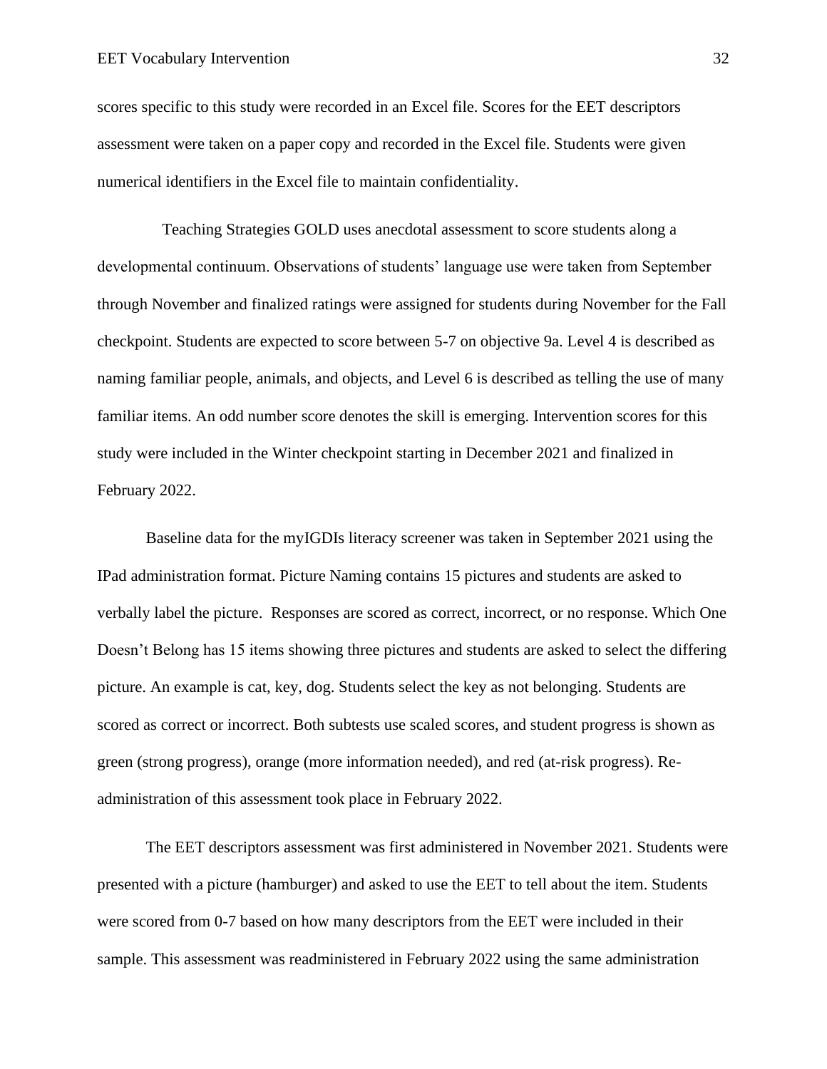scores specific to this study were recorded in an Excel file. Scores for the EET descriptors assessment were taken on a paper copy and recorded in the Excel file. Students were given numerical identifiers in the Excel file to maintain confidentiality.

Teaching Strategies GOLD uses anecdotal assessment to score students along a developmental continuum. Observations of students' language use were taken from September through November and finalized ratings were assigned for students during November for the Fall checkpoint. Students are expected to score between 5-7 on objective 9a. Level 4 is described as naming familiar people, animals, and objects, and Level 6 is described as telling the use of many familiar items. An odd number score denotes the skill is emerging. Intervention scores for this study were included in the Winter checkpoint starting in December 2021 and finalized in February 2022.

Baseline data for the myIGDIs literacy screener was taken in September 2021 using the IPad administration format. Picture Naming contains 15 pictures and students are asked to verbally label the picture. Responses are scored as correct, incorrect, or no response. Which One Doesn't Belong has 15 items showing three pictures and students are asked to select the differing picture. An example is cat, key, dog. Students select the key as not belonging. Students are scored as correct or incorrect. Both subtests use scaled scores, and student progress is shown as green (strong progress), orange (more information needed), and red (at-risk progress). Re-administration of this assessment took place in February 2022.

The EET descriptors assessment was first administered in November 2021. Students were presented with a picture (hamburger) and asked to use the EET to tell about the item. Students were scored from 0-7 based on how many descriptors from the EET were included in their sample. This assessment was readministered in February 2022 using the same administration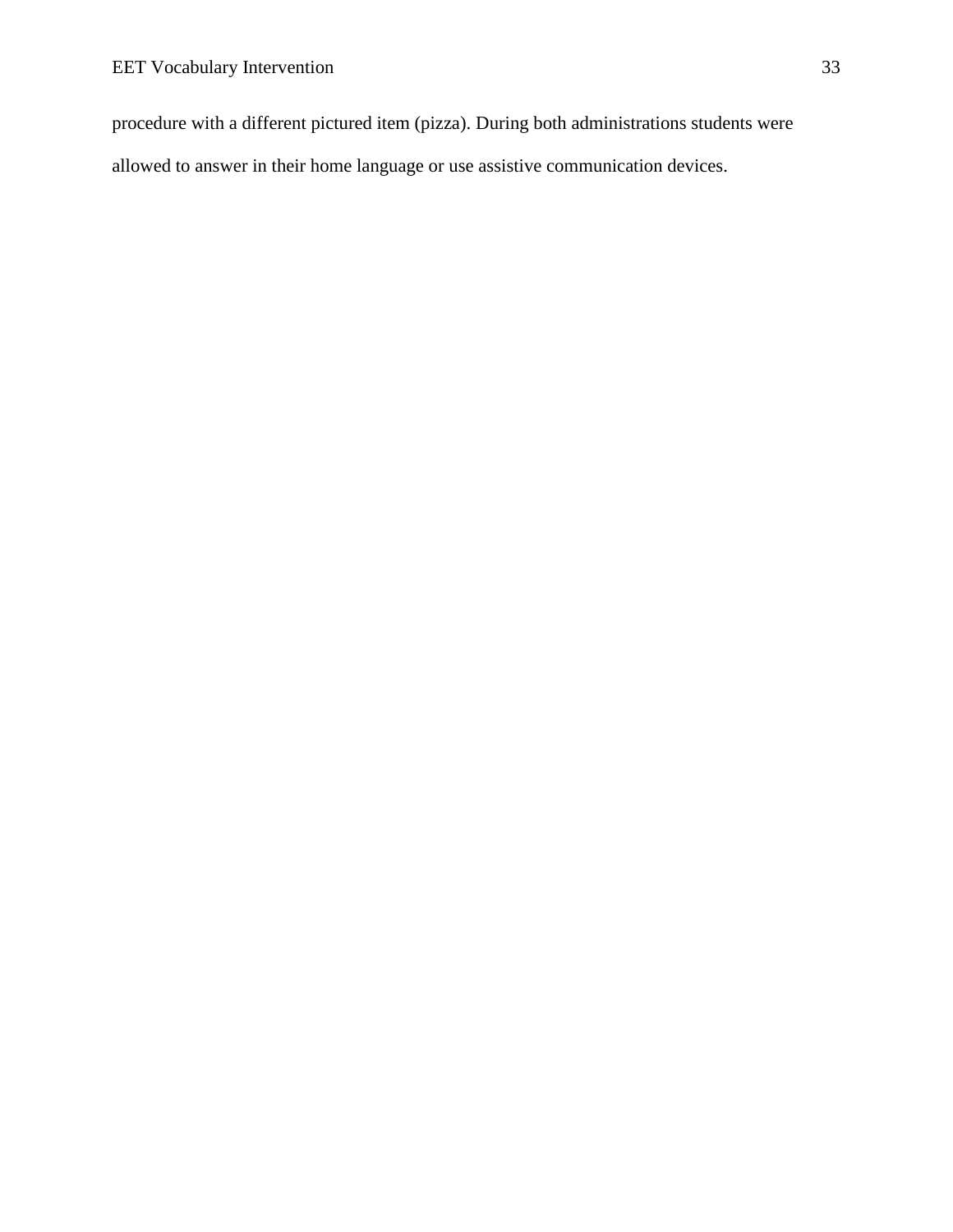procedure with a different pictured item (pizza). During both administrations students were allowed to answer in their home language or use assistive communication devices.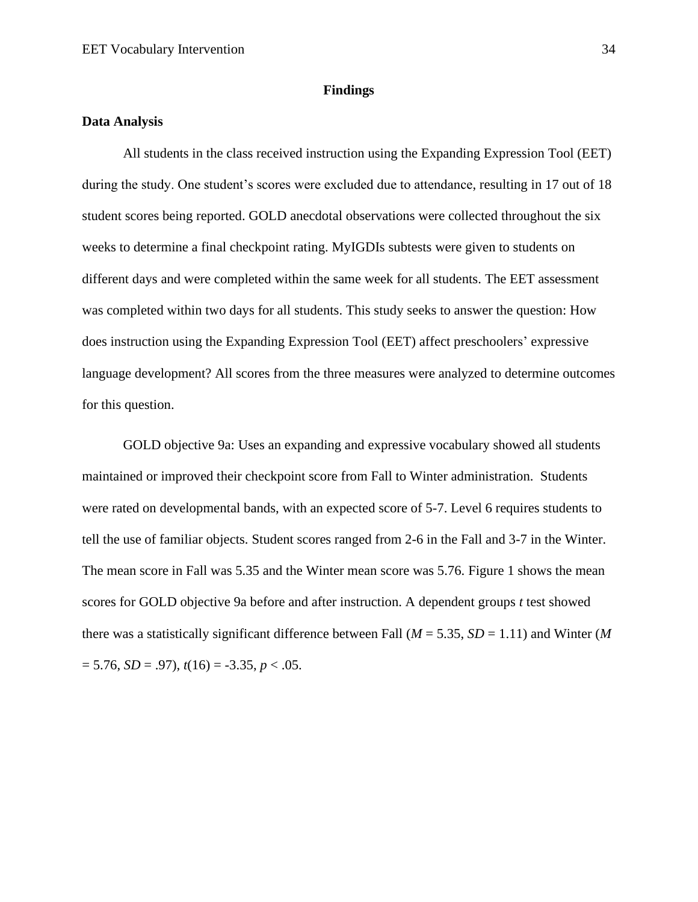# Findings

## Data Analysis

All students in the class received instruction using the Expanding Expression Tool (EET) during the study. One student's scores were excluded due to attendance, resulting in 17 out of 18 student scores being reported. GOLD anecdotal observations were collected throughout the six weeks to determine a final checkpoint rating. MyIGDIs subtests were given to students on different days and were completed within the same week for all students. The EET assessment was completed within two days for all students. This study seeks to answer the question: How does instruction using the Expanding Expression Tool (EET) affect preschoolers' expressive language development? All scores from the three measures were analyzed to determine outcomes for this question.

GOLD objective 9a: Uses an expanding and expressive vocabulary showed all students maintained or improved their checkpoint score from Fall to Winter administration. Students were rated on developmental bands, with an expected score of 5-7. Level 6 requires students to tell the use of familiar objects. Student scores ranged from 2-6 in the Fall and 3-7 in the Winter. The mean score in Fall was 5.35 and the Winter mean score was 5.76. Figure 1 shows the mean scores for GOLD objective 9a before and after instruction. A dependent groups *t* test showed there was a statistically significant difference between Fall ($M = 5.35$, $SD = 1.11$) and Winter ($M = 5.76$, $SD = .97$), $t(16) = -3.35$, $p < .05$.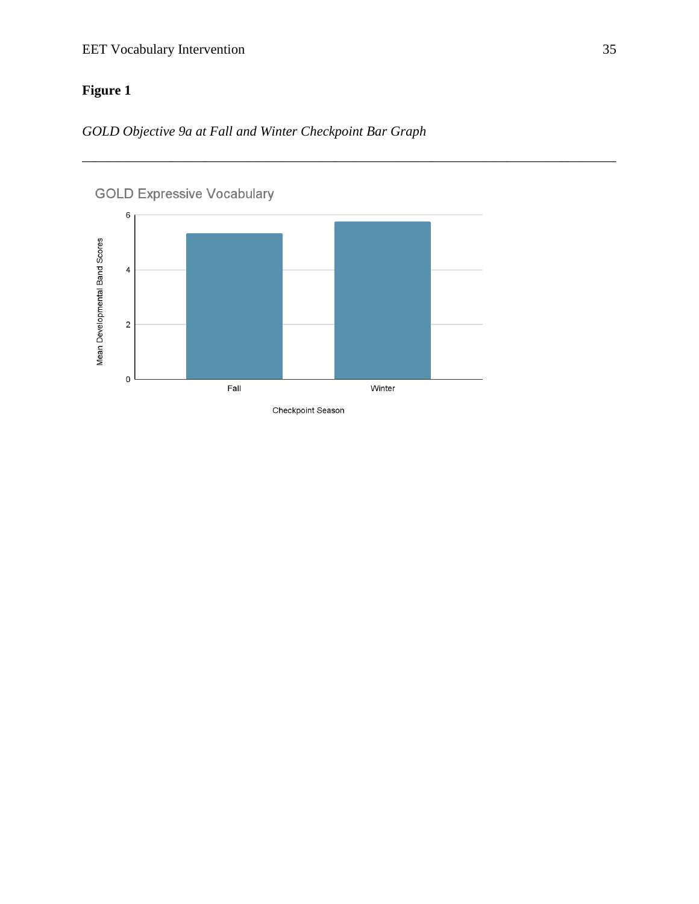**Figure 1**

*GOLD Objective 9a at Fall and Winter Checkpoint Bar Graph*

---

GOLD Expressive Vocabulary

Mean Developmental Band Scores

Checkpoint Season

Fall

Winter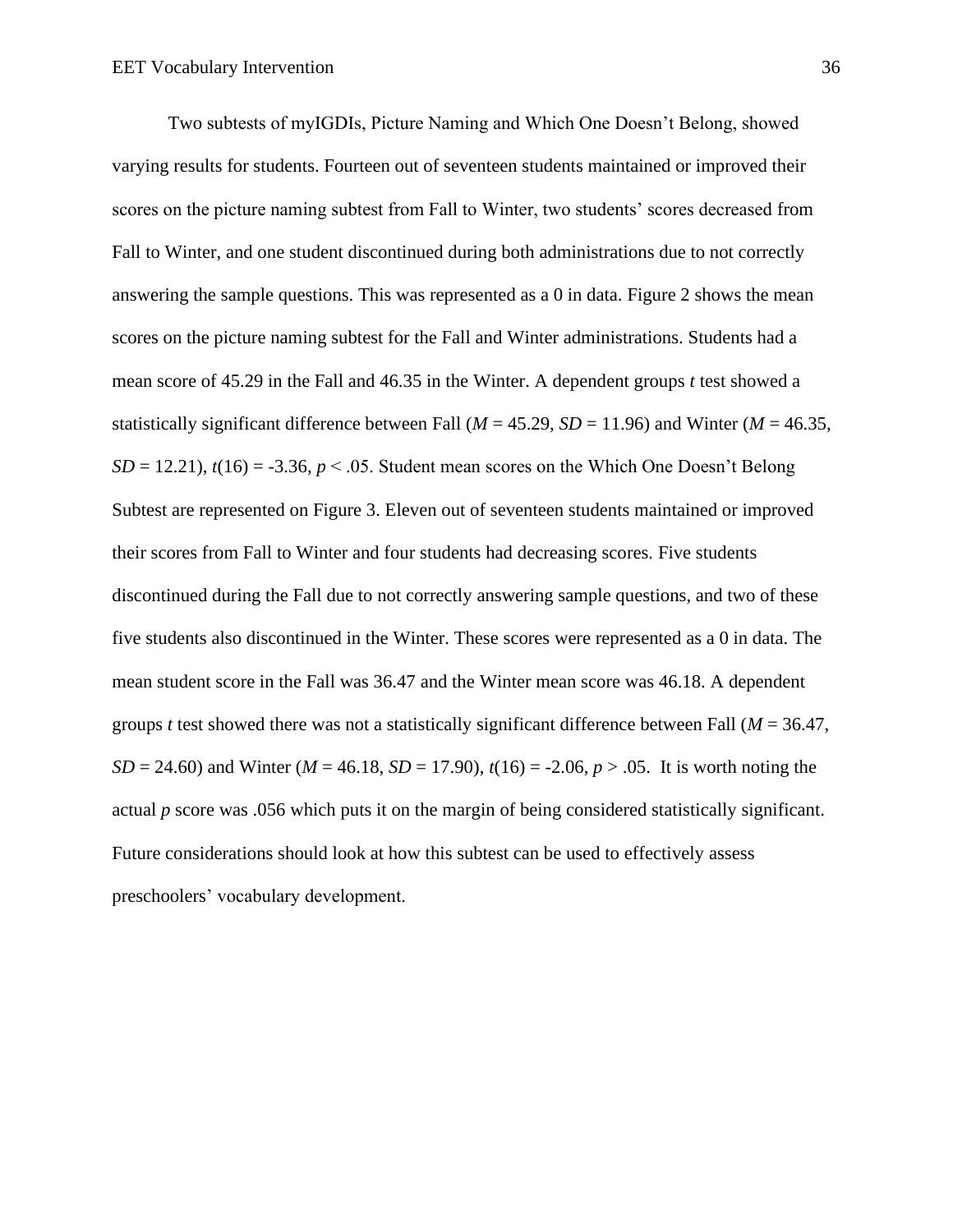Two subtests of myIGDIs, Picture Naming and Which One Doesn't Belong, showed varying results for students. Fourteen out of seventeen students maintained or improved their scores on the picture naming subtest from Fall to Winter, two students' scores decreased from Fall to Winter, and one student discontinued during both administrations due to not correctly answering the sample questions. This was represented as a 0 in data. Figure 2 shows the mean scores on the picture naming subtest for the Fall and Winter administrations. Students had a mean score of 45.29 in the Fall and 46.35 in the Winter. A dependent groups *t* test showed a statistically significant difference between Fall ($M = 45.29$, $SD = 11.96$) and Winter ($M = 46.35$, $SD = 12.21$), $t(16) = -3.36$, $p < .05$. Student mean scores on the Which One Doesn't Belong Subtest are represented on Figure 3. Eleven out of seventeen students maintained or improved their scores from Fall to Winter and four students had decreasing scores. Five students discontinued during the Fall due to not correctly answering sample questions, and two of these five students also discontinued in the Winter. These scores were represented as a 0 in data. The mean student score in the Fall was 36.47 and the Winter mean score was 46.18. A dependent groups *t* test showed there was not a statistically significant difference between Fall ($M = 36.47$, $SD = 24.60$) and Winter ($M = 46.18$, $SD = 17.90$), $t(16) = -2.06$, $p > .05$. It is worth noting the actual *p* score was .056 which puts it on the margin of being considered statistically significant. Future considerations should look at how this subtest can be used to effectively assess preschoolers' vocabulary development.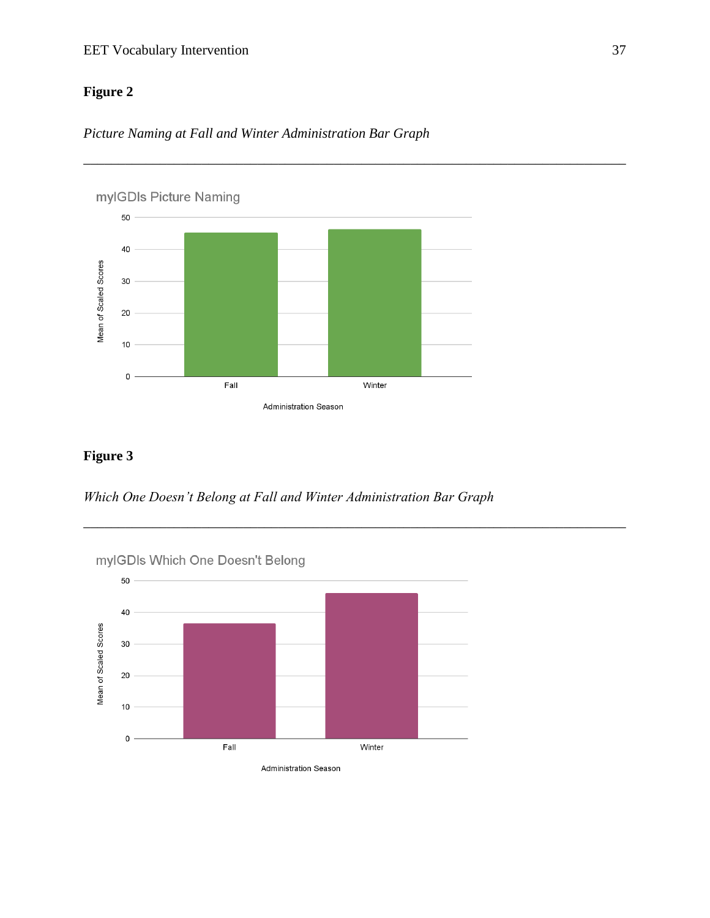**Figure 2**

*Picture Naming at Fall and Winter Administration Bar Graph*

---

**Figure 3**

*Which One Doesn't Belong at Fall and Winter Administration Bar Graph*

---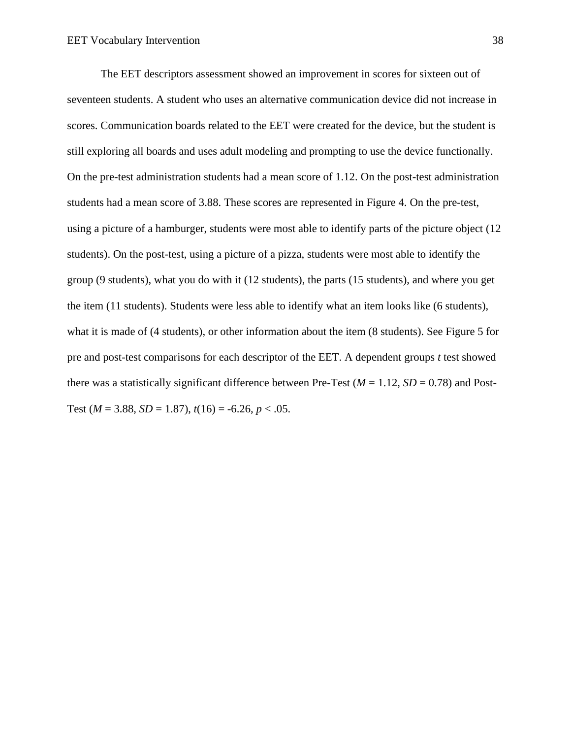The EET descriptors assessment showed an improvement in scores for sixteen out of seventeen students. A student who uses an alternative communication device did not increase in scores. Communication boards related to the EET were created for the device, but the student is still exploring all boards and uses adult modeling and prompting to use the device functionally. On the pre-test administration students had a mean score of 1.12. On the post-test administration students had a mean score of 3.88. These scores are represented in Figure 4. On the pre-test, using a picture of a hamburger, students were most able to identify parts of the picture object (12 students). On the post-test, using a picture of a pizza, students were most able to identify the group (9 students), what you do with it (12 students), the parts (15 students), and where you get the item (11 students). Students were less able to identify what an item looks like (6 students), what it is made of (4 students), or other information about the item (8 students). See Figure 5 for pre and post-test comparisons for each descriptor of the EET. A dependent groups *t* test showed there was a statistically significant difference between Pre-Test ($M = 1.12$, $SD = 0.78$) and Post-Test ($M = 3.88$, $SD = 1.87$), $t(16) = -6.26$, $p < .05$.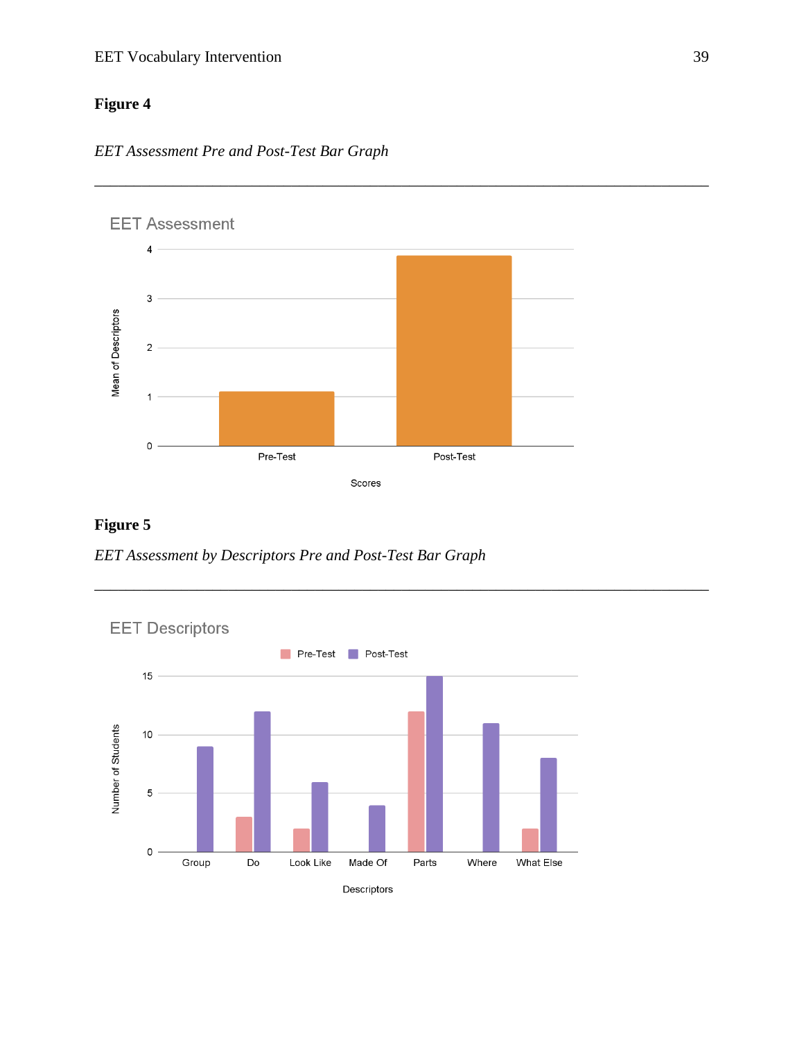**Figure 4**

*EET Assessment Pre and Post-Test Bar Graph*

---

EET Assessment

| Scores | Mean of Descriptors |
|---|---|
| Pre-Test | ~1.1 |
| Post-Test | ~3.9 |

**Figure 5**

*EET Assessment by Descriptors Pre and Post-Test Bar Graph*

---

EET Descriptors

| Descriptors | Pre-Test (Number of Students) | Post-Test (Number of Students) |
|---|---|---|
| Group | 0 | 9 |
| Do | 3 | 12 |
| Look Like | 2 | 6 |
| Made Of | 0 | 4 |
| Parts | 12 | 15 |
| Where | 0 | 11 |
| What Else | 2 | 8 |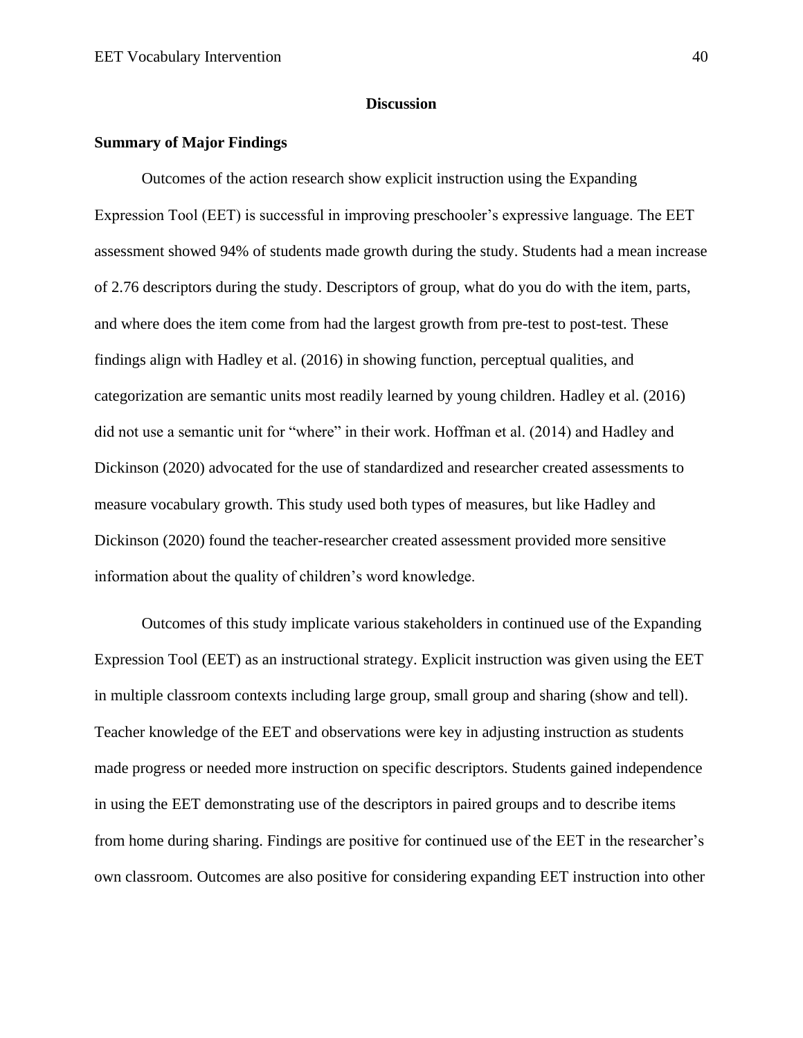# Discussion

## Summary of Major Findings

Outcomes of the action research show explicit instruction using the Expanding Expression Tool (EET) is successful in improving preschooler's expressive language. The EET assessment showed 94% of students made growth during the study. Students had a mean increase of 2.76 descriptors during the study. Descriptors of group, what do you do with the item, parts, and where does the item come from had the largest growth from pre-test to post-test. These findings align with Hadley et al. (2016) in showing function, perceptual qualities, and categorization are semantic units most readily learned by young children. Hadley et al. (2016) did not use a semantic unit for "where" in their work. Hoffman et al. (2014) and Hadley and Dickinson (2020) advocated for the use of standardized and researcher created assessments to measure vocabulary growth. This study used both types of measures, but like Hadley and Dickinson (2020) found the teacher-researcher created assessment provided more sensitive information about the quality of children's word knowledge.

Outcomes of this study implicate various stakeholders in continued use of the Expanding Expression Tool (EET) as an instructional strategy. Explicit instruction was given using the EET in multiple classroom contexts including large group, small group and sharing (show and tell). Teacher knowledge of the EET and observations were key in adjusting instruction as students made progress or needed more instruction on specific descriptors. Students gained independence in using the EET demonstrating use of the descriptors in paired groups and to describe items from home during sharing. Findings are positive for continued use of the EET in the researcher's own classroom. Outcomes are also positive for considering expanding EET instruction into other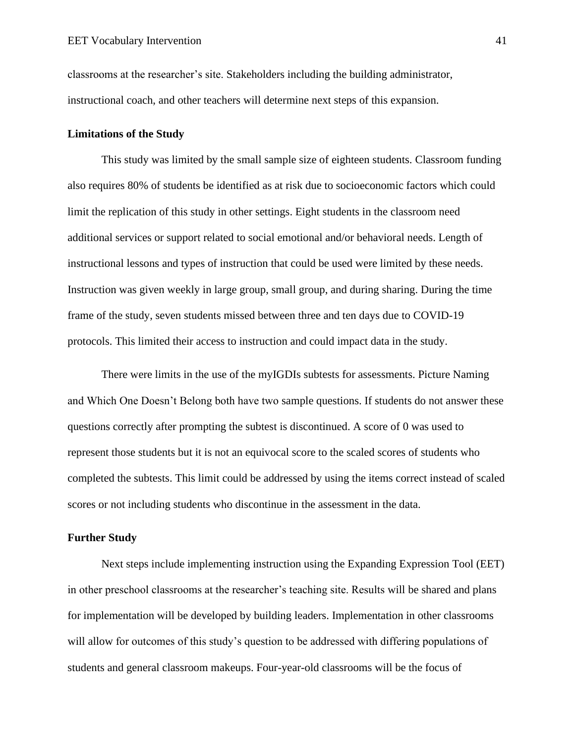classrooms at the researcher's site. Stakeholders including the building administrator, instructional coach, and other teachers will determine next steps of this expansion.

## Limitations of the Study

This study was limited by the small sample size of eighteen students. Classroom funding also requires 80% of students be identified as at risk due to socioeconomic factors which could limit the replication of this study in other settings. Eight students in the classroom need additional services or support related to social emotional and/or behavioral needs. Length of instructional lessons and types of instruction that could be used were limited by these needs. Instruction was given weekly in large group, small group, and during sharing. During the time frame of the study, seven students missed between three and ten days due to COVID-19 protocols. This limited their access to instruction and could impact data in the study.

There were limits in the use of the myIGDIs subtests for assessments. Picture Naming and Which One Doesn't Belong both have two sample questions. If students do not answer these questions correctly after prompting the subtest is discontinued. A score of 0 was used to represent those students but it is not an equivocal score to the scaled scores of students who completed the subtests. This limit could be addressed by using the items correct instead of scaled scores or not including students who discontinue in the assessment in the data.

## Further Study

Next steps include implementing instruction using the Expanding Expression Tool (EET) in other preschool classrooms at the researcher's teaching site. Results will be shared and plans for implementation will be developed by building leaders. Implementation in other classrooms will allow for outcomes of this study's question to be addressed with differing populations of students and general classroom makeups. Four-year-old classrooms will be the focus of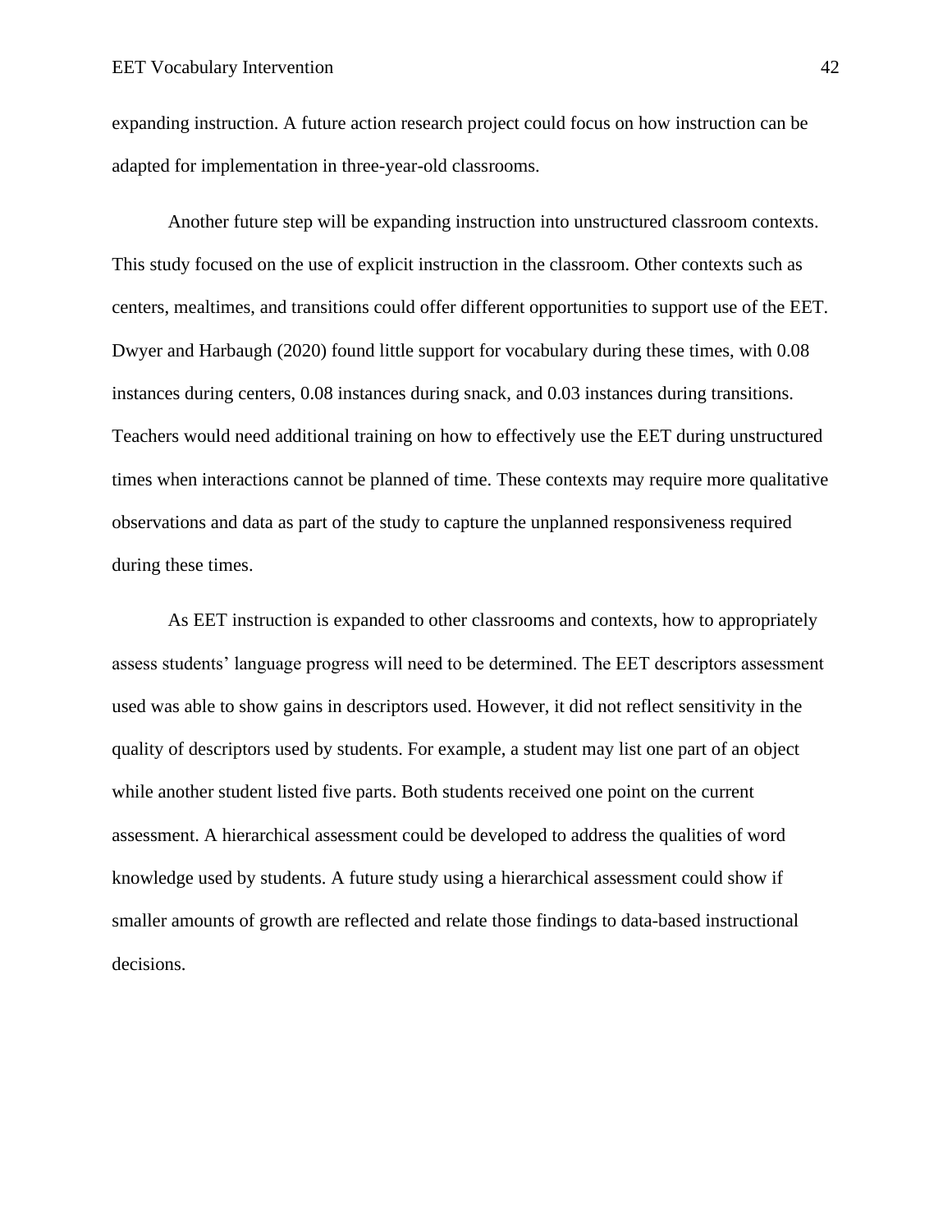expanding instruction. A future action research project could focus on how instruction can be adapted for implementation in three-year-old classrooms.

Another future step will be expanding instruction into unstructured classroom contexts. This study focused on the use of explicit instruction in the classroom. Other contexts such as centers, mealtimes, and transitions could offer different opportunities to support use of the EET. Dwyer and Harbaugh (2020) found little support for vocabulary during these times, with 0.08 instances during centers, 0.08 instances during snack, and 0.03 instances during transitions. Teachers would need additional training on how to effectively use the EET during unstructured times when interactions cannot be planned of time. These contexts may require more qualitative observations and data as part of the study to capture the unplanned responsiveness required during these times.

As EET instruction is expanded to other classrooms and contexts, how to appropriately assess students' language progress will need to be determined. The EET descriptors assessment used was able to show gains in descriptors used. However, it did not reflect sensitivity in the quality of descriptors used by students. For example, a student may list one part of an object while another student listed five parts. Both students received one point on the current assessment. A hierarchical assessment could be developed to address the qualities of word knowledge used by students. A future study using a hierarchical assessment could show if smaller amounts of growth are reflected and relate those findings to data-based instructional decisions.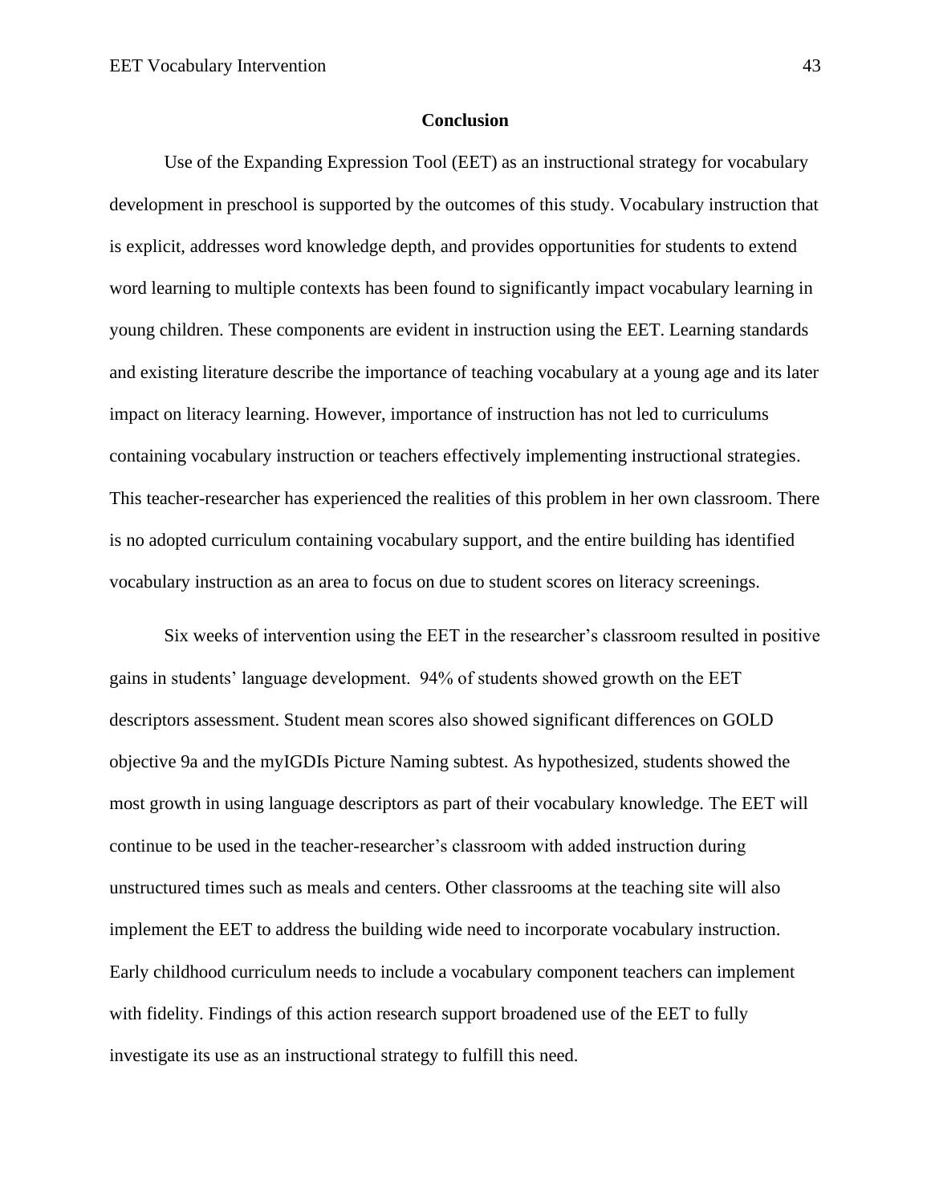## Conclusion

Use of the Expanding Expression Tool (EET) as an instructional strategy for vocabulary development in preschool is supported by the outcomes of this study. Vocabulary instruction that is explicit, addresses word knowledge depth, and provides opportunities for students to extend word learning to multiple contexts has been found to significantly impact vocabulary learning in young children. These components are evident in instruction using the EET. Learning standards and existing literature describe the importance of teaching vocabulary at a young age and its later impact on literacy learning. However, importance of instruction has not led to curriculums containing vocabulary instruction or teachers effectively implementing instructional strategies. This teacher-researcher has experienced the realities of this problem in her own classroom. There is no adopted curriculum containing vocabulary support, and the entire building has identified vocabulary instruction as an area to focus on due to student scores on literacy screenings.

Six weeks of intervention using the EET in the researcher's classroom resulted in positive gains in students' language development. 94% of students showed growth on the EET descriptors assessment. Student mean scores also showed significant differences on GOLD objective 9a and the myIGDIs Picture Naming subtest. As hypothesized, students showed the most growth in using language descriptors as part of their vocabulary knowledge. The EET will continue to be used in the teacher-researcher's classroom with added instruction during unstructured times such as meals and centers. Other classrooms at the teaching site will also implement the EET to address the building wide need to incorporate vocabulary instruction. Early childhood curriculum needs to include a vocabulary component teachers can implement with fidelity. Findings of this action research support broadened use of the EET to fully investigate its use as an instructional strategy to fulfill this need.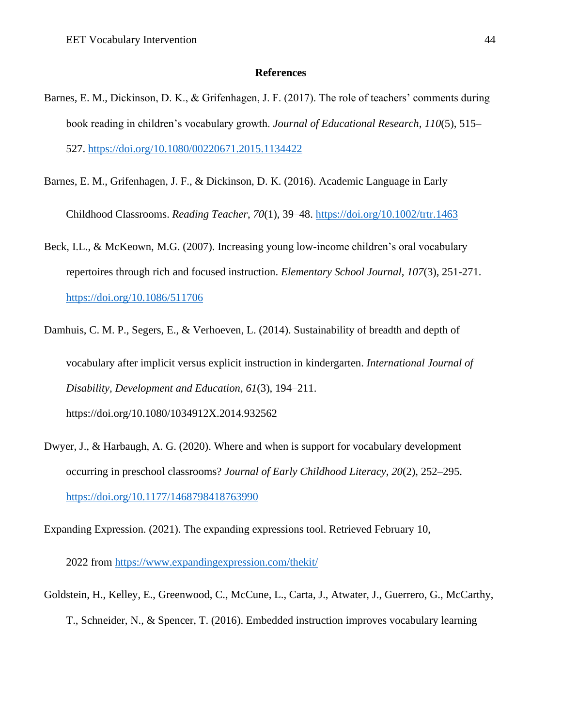## References

Barnes, E. M., Dickinson, D. K., & Grifenhagen, J. F. (2017). The role of teachers' comments during book reading in children's vocabulary growth. *Journal of Educational Research*, *110*(5), 515–527. https://doi.org/10.1080/00220671.2015.1134422

Barnes, E. M., Grifenhagen, J. F., & Dickinson, D. K. (2016). Academic Language in Early Childhood Classrooms. *Reading Teacher*, *70*(1), 39–48. https://doi.org/10.1002/trtr.1463

Beck, I.L., & McKeown, M.G. (2007). Increasing young low-income children's oral vocabulary repertoires through rich and focused instruction. *Elementary School Journal*, *107*(3), 251-271. https://doi.org/10.1086/511706

Damhuis, C. M. P., Segers, E., & Verhoeven, L. (2014). Sustainability of breadth and depth of vocabulary after implicit versus explicit instruction in kindergarten. *International Journal of Disability, Development and Education*, *61*(3), 194–211. https://doi.org/10.1080/1034912X.2014.932562

Dwyer, J., & Harbaugh, A. G. (2020). Where and when is support for vocabulary development occurring in preschool classrooms? *Journal of Early Childhood Literacy*, *20*(2), 252–295. https://doi.org/10.1177/1468798418763990

Expanding Expression. (2021). The expanding expressions tool. Retrieved February 10, 2022 from https://www.expandingexpression.com/thekit/

Goldstein, H., Kelley, E., Greenwood, C., McCune, L., Carta, J., Atwater, J., Guerrero, G., McCarthy, T., Schneider, N., & Spencer, T. (2016). Embedded instruction improves vocabulary learning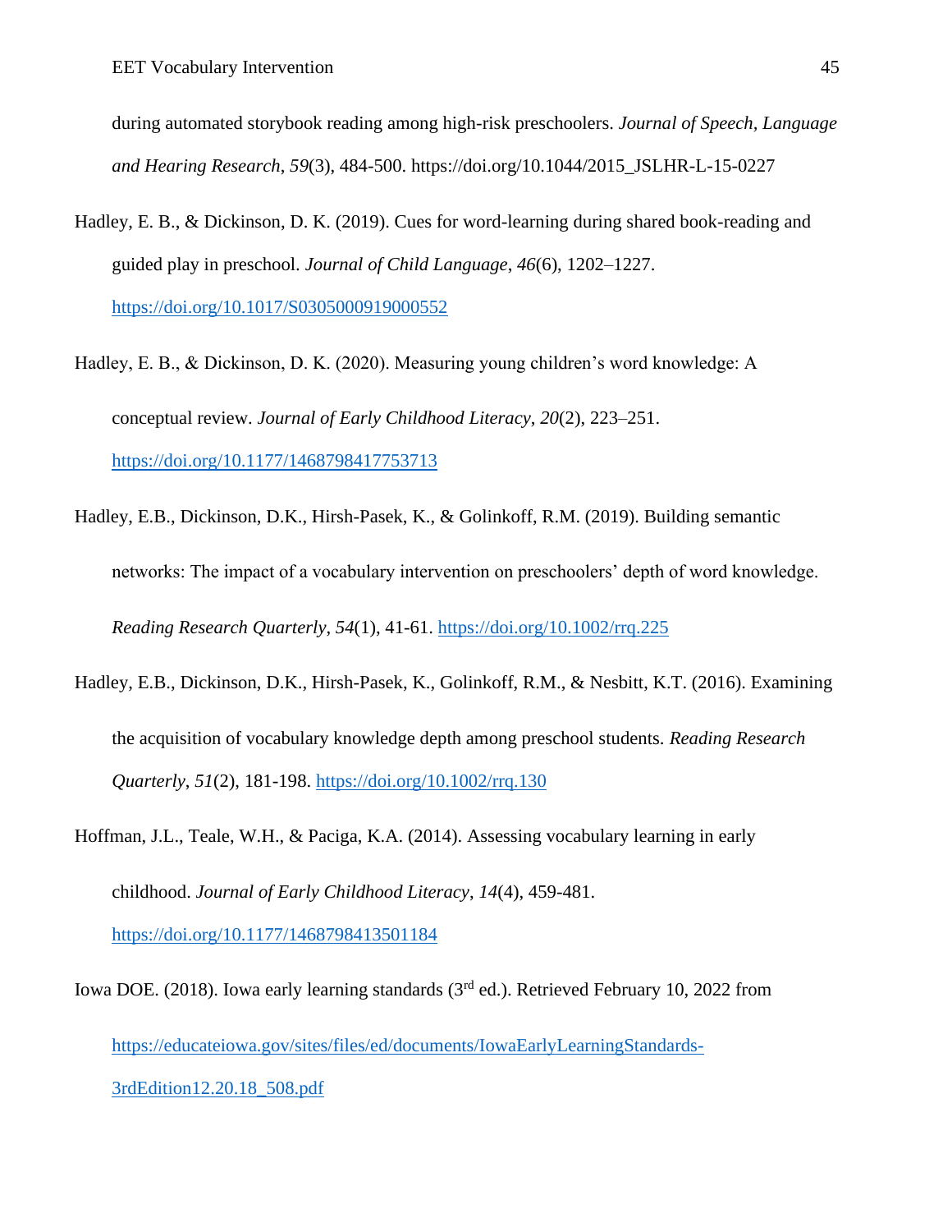during automated storybook reading among high-risk preschoolers. *Journal of Speech, Language and Hearing Research*, *59*(3), 484-500. https://doi.org/10.1044/2015_JSLHR-L-15-0227

Hadley, E. B., & Dickinson, D. K. (2019). Cues for word-learning during shared book-reading and guided play in preschool. *Journal of Child Language*, *46*(6), 1202–1227. https://doi.org/10.1017/S0305000919000552

Hadley, E. B., & Dickinson, D. K. (2020). Measuring young children's word knowledge: A conceptual review. *Journal of Early Childhood Literacy*, *20*(2), 223–251. https://doi.org/10.1177/1468798417753713

Hadley, E.B., Dickinson, D.K., Hirsh-Pasek, K., & Golinkoff, R.M. (2019). Building semantic networks: The impact of a vocabulary intervention on preschoolers' depth of word knowledge. *Reading Research Quarterly*, *54*(1), 41-61. https://doi.org/10.1002/rrq.225

Hadley, E.B., Dickinson, D.K., Hirsh-Pasek, K., Golinkoff, R.M., & Nesbitt, K.T. (2016). Examining the acquisition of vocabulary knowledge depth among preschool students. *Reading Research Quarterly*, *51*(2), 181-198. https://doi.org/10.1002/rrq.130

Hoffman, J.L., Teale, W.H., & Paciga, K.A. (2014). Assessing vocabulary learning in early childhood. *Journal of Early Childhood Literacy*, *14*(4), 459-481. https://doi.org/10.1177/1468798413501184

Iowa DOE. (2018). Iowa early learning standards (3rd ed.). Retrieved February 10, 2022 from https://educateiowa.gov/sites/files/ed/documents/IowaEarlyLearningStandards-3rdEdition12.20.18_508.pdf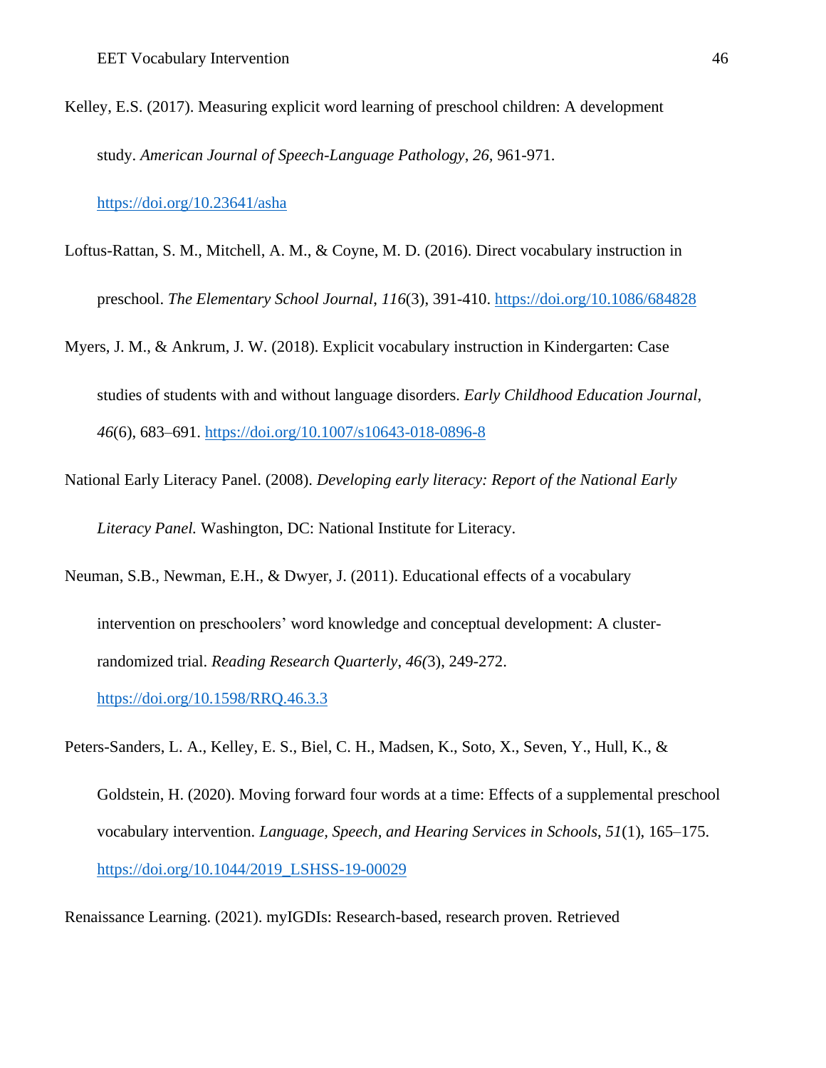Kelley, E.S. (2017). Measuring explicit word learning of preschool children: A development study. *American Journal of Speech-Language Pathology*, *26,* 961-971. https://doi.org/10.23641/asha

Loftus-Rattan, S. M., Mitchell, A. M., & Coyne, M. D. (2016). Direct vocabulary instruction in preschool. *The Elementary School Journal*, *116*(3), 391-410. https://doi.org/10.1086/684828

Myers, J. M., & Ankrum, J. W. (2018). Explicit vocabulary instruction in Kindergarten: Case studies of students with and without language disorders. *Early Childhood Education Journal*, *46*(6), 683–691. https://doi.org/10.1007/s10643-018-0896-8

National Early Literacy Panel. (2008). *Developing early literacy: Report of the National Early Literacy Panel.* Washington, DC: National Institute for Literacy.

Neuman, S.B., Newman, E.H., & Dwyer, J. (2011). Educational effects of a vocabulary intervention on preschoolers' word knowledge and conceptual development: A cluster-randomized trial. *Reading Research Quarterly*, *46(*3), 249-272. https://doi.org/10.1598/RRQ.46.3.3

Peters-Sanders, L. A., Kelley, E. S., Biel, C. H., Madsen, K., Soto, X., Seven, Y., Hull, K., & Goldstein, H. (2020). Moving forward four words at a time: Effects of a supplemental preschool vocabulary intervention. *Language, Speech, and Hearing Services in Schools*, *51*(1), 165–175. https://doi.org/10.1044/2019_LSHSS-19-00029

Renaissance Learning. (2021). myIGDIs: Research-based, research proven. Retrieved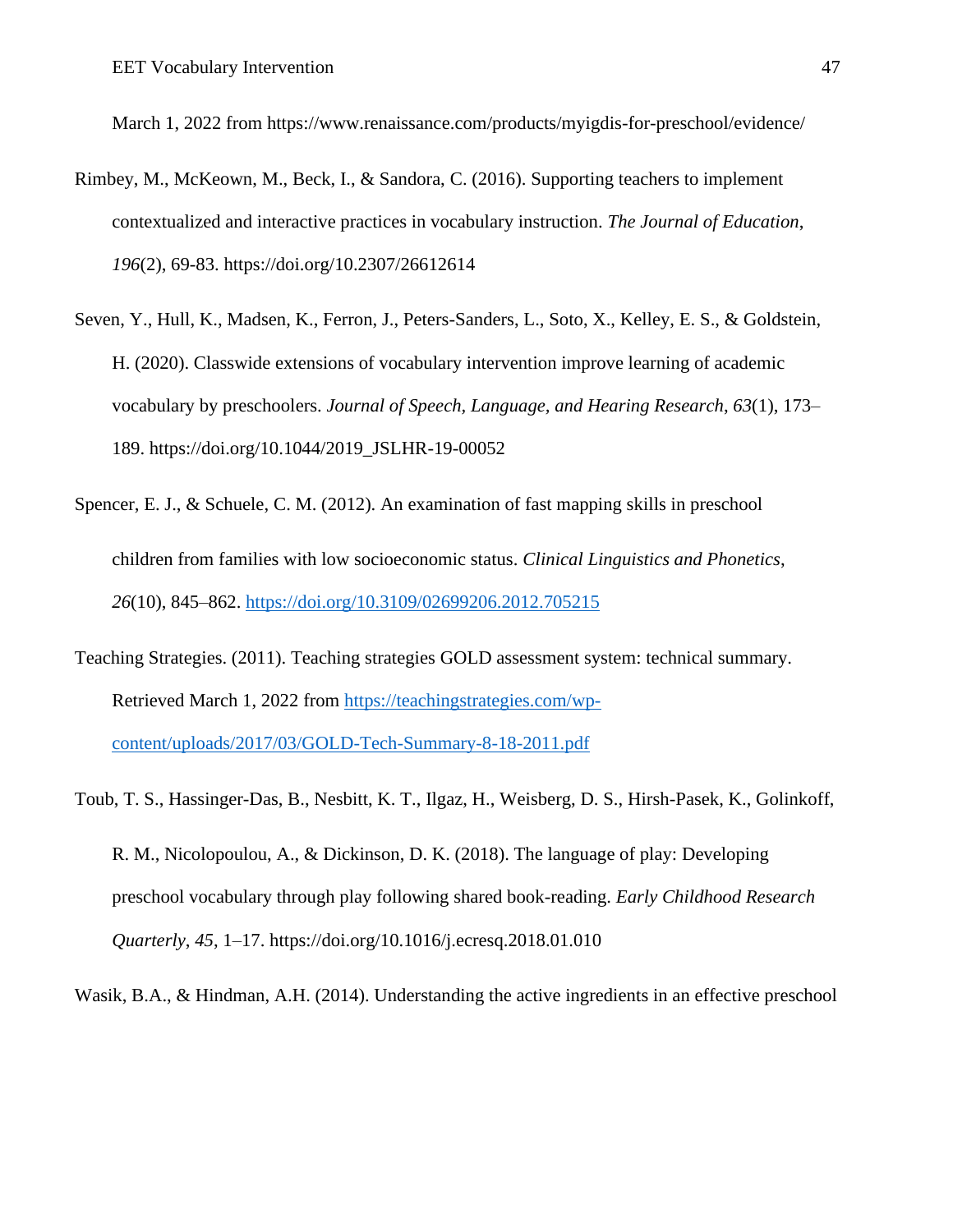March 1, 2022 from https://www.renaissance.com/products/myigdis-for-preschool/evidence/

Rimbey, M., McKeown, M., Beck, I., & Sandora, C. (2016). Supporting teachers to implement contextualized and interactive practices in vocabulary instruction. *The Journal of Education*, *196*(2), 69-83. https://doi.org/10.2307/26612614

Seven, Y., Hull, K., Madsen, K., Ferron, J., Peters-Sanders, L., Soto, X., Kelley, E. S., & Goldstein, H. (2020). Classwide extensions of vocabulary intervention improve learning of academic vocabulary by preschoolers. *Journal of Speech, Language, and Hearing Research*, *63*(1), 173–189. https://doi.org/10.1044/2019_JSLHR-19-00052

Spencer, E. J., & Schuele, C. M. (2012). An examination of fast mapping skills in preschool children from families with low socioeconomic status. *Clinical Linguistics and Phonetics*, *26*(10), 845–862. https://doi.org/10.3109/02699206.2012.705215

Teaching Strategies. (2011). Teaching strategies GOLD assessment system: technical summary. Retrieved March 1, 2022 from https://teachingstrategies.com/wp-content/uploads/2017/03/GOLD-Tech-Summary-8-18-2011.pdf

Toub, T. S., Hassinger-Das, B., Nesbitt, K. T., Ilgaz, H., Weisberg, D. S., Hirsh-Pasek, K., Golinkoff, R. M., Nicolopoulou, A., & Dickinson, D. K. (2018). The language of play: Developing preschool vocabulary through play following shared book-reading. *Early Childhood Research Quarterly*, *45*, 1–17. https://doi.org/10.1016/j.ecresq.2018.01.010

Wasik, B.A., & Hindman, A.H. (2014). Understanding the active ingredients in an effective preschool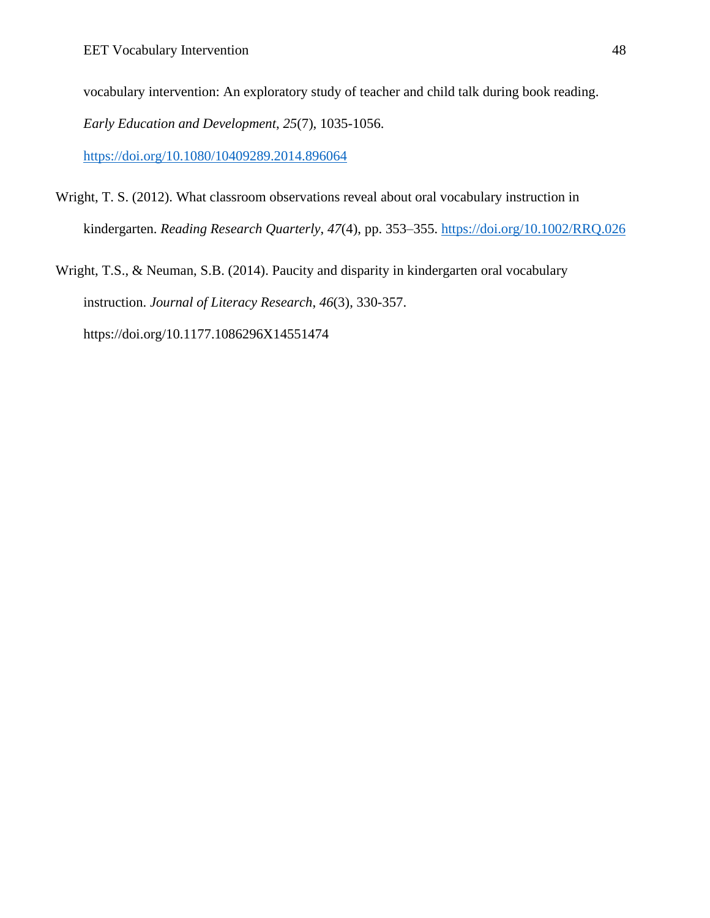vocabulary intervention: An exploratory study of teacher and child talk during book reading. *Early Education and Development*, *25*(7), 1035-1056. https://doi.org/10.1080/10409289.2014.896064

Wright, T. S. (2012). What classroom observations reveal about oral vocabulary instruction in kindergarten. *Reading Research Quarterly*, *47*(4), pp. 353–355. https://doi.org/10.1002/RRQ.026

Wright, T.S., & Neuman, S.B. (2014). Paucity and disparity in kindergarten oral vocabulary instruction. *Journal of Literacy Research*, *46*(3), 330-357. https://doi.org/10.1177.1086296X14551474